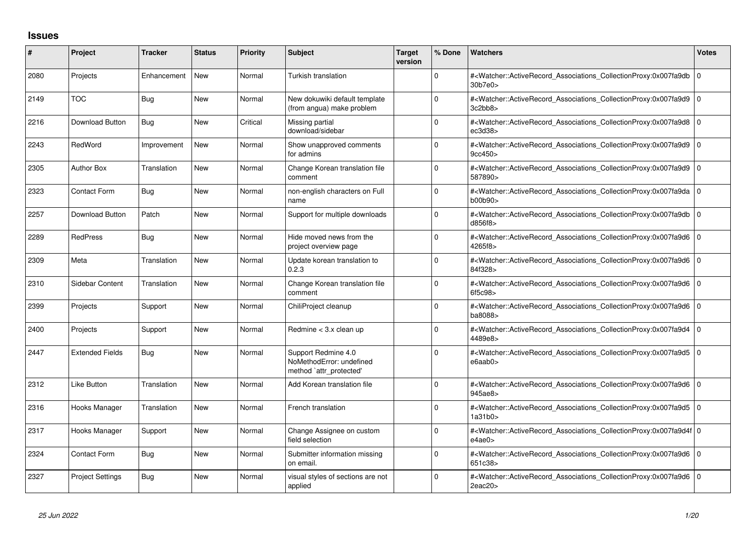## Issues

| # | Project | Tracker | Status | Priority | Subject | Target version | % Done | Watchers | Votes |
|---|---|---|---|---|---|---|---|---|---|
| 2080 | Projects | Enhancement | New | Normal | Turkish translation | | 0 | #<Watcher::ActiveRecord_Associations_CollectionProxy:0x007fa9db30b7e0> | 0 |
| 2149 | TOC | Bug | New | Normal | New dokuwiki default template (from angua) make problem | | 0 | #<Watcher::ActiveRecord_Associations_CollectionProxy:0x007fa9d93c2bb8> | 0 |
| 2216 | Download Button | Bug | New | Critical | Missing partial download/sidebar | | 0 | #<Watcher::ActiveRecord_Associations_CollectionProxy:0x007fa9d8ec3d38> | 0 |
| 2243 | RedWord | Improvement | New | Normal | Show unapproved comments for admins | | 0 | #<Watcher::ActiveRecord_Associations_CollectionProxy:0x007fa9d99cc450> | 0 |
| 2305 | Author Box | Translation | New | Normal | Change Korean translation file comment | | 0 | #<Watcher::ActiveRecord_Associations_CollectionProxy:0x007fa9d9587890> | 0 |
| 2323 | Contact Form | Bug | New | Normal | non-english characters on Full name | | 0 | #<Watcher::ActiveRecord_Associations_CollectionProxy:0x007fa9dab00b90> | 0 |
| 2257 | Download Button | Patch | New | Normal | Support for multiple downloads | | 0 | #<Watcher::ActiveRecord_Associations_CollectionProxy:0x007fa9dbd856f8> | 0 |
| 2289 | RedPress | Bug | New | Normal | Hide moved news from the project overview page | | 0 | #<Watcher::ActiveRecord_Associations_CollectionProxy:0x007fa9d64265f8> | 0 |
| 2309 | Meta | Translation | New | Normal | Update korean translation to 0.2.3 | | 0 | #<Watcher::ActiveRecord_Associations_CollectionProxy:0x007fa9d684f328> | 0 |
| 2310 | Sidebar Content | Translation | New | Normal | Change Korean translation file comment | | 0 | #<Watcher::ActiveRecord_Associations_CollectionProxy:0x007fa9d66f5c98> | 0 |
| 2399 | Projects | Support | New | Normal | ChiliProject cleanup | | 0 | #<Watcher::ActiveRecord_Associations_CollectionProxy:0x007fa9d6ba8088> | 0 |
| 2400 | Projects | Support | New | Normal | Redmine < 3.x clean up | | 0 | #<Watcher::ActiveRecord_Associations_CollectionProxy:0x007fa9d44489e8> | 0 |
| 2447 | Extended Fields | Bug | New | Normal | Support Redmine 4.0 NoMethodError: undefined method `attr_protected' | | 0 | #<Watcher::ActiveRecord_Associations_CollectionProxy:0x007fa9d5e6aab0> | 0 |
| 2312 | Like Button | Translation | New | Normal | Add Korean translation file | | 0 | #<Watcher::ActiveRecord_Associations_CollectionProxy:0x007fa9d6945ae8> | 0 |
| 2316 | Hooks Manager | Translation | New | Normal | French translation | | 0 | #<Watcher::ActiveRecord_Associations_CollectionProxy:0x007fa9d51a31b0> | 0 |
| 2317 | Hooks Manager | Support | New | Normal | Change Assignee on custom field selection | | 0 | #<Watcher::ActiveRecord_Associations_CollectionProxy:0x007fa9d4fe4ae0> | 0 |
| 2324 | Contact Form | Bug | New | Normal | Submitter information missing on email. | | 0 | #<Watcher::ActiveRecord_Associations_CollectionProxy:0x007fa9d6651c38> | 0 |
| 2327 | Project Settings | Bug | New | Normal | visual styles of sections are not applied | | 0 | #<Watcher::ActiveRecord_Associations_CollectionProxy:0x007fa9d62eac20> | 0 |

*25 Jun 2022*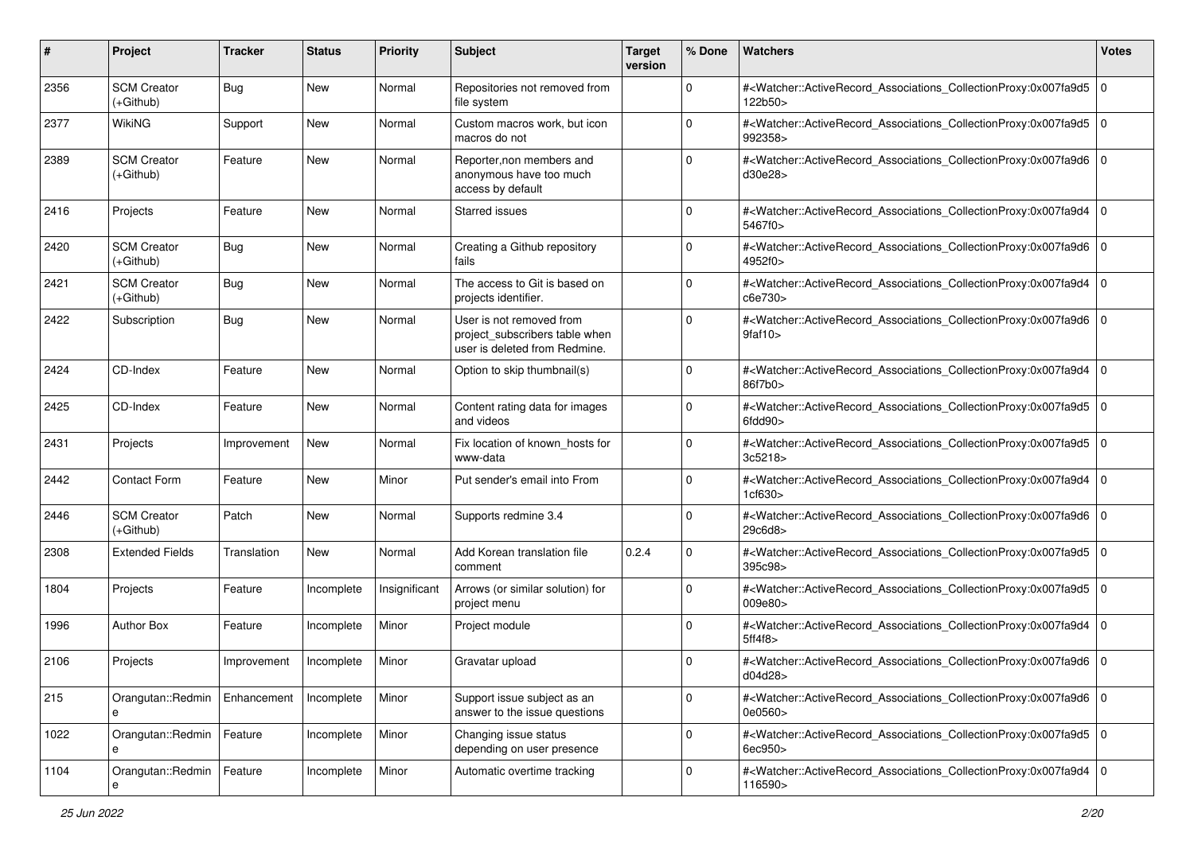| # | Project | Tracker | Status | Priority | Subject | Target version | % Done | Watchers | Votes |
|---|---|---|---|---|---|---|---|---|---|
| 2356 | SCM Creator (+Github) | Bug | New | Normal | Repositories not removed from file system | | 0 | #<Watcher::ActiveRecord_Associations_CollectionProxy:0x007fa9d5122b50> | 0 |
| 2377 | WikiNG | Support | New | Normal | Custom macros work, but icon macros do not | | 0 | #<Watcher::ActiveRecord_Associations_CollectionProxy:0x007fa9d5992358> | 0 |
| 2389 | SCM Creator (+Github) | Feature | New | Normal | Reporter,non members and anonymous have too much access by default | | 0 | #<Watcher::ActiveRecord_Associations_CollectionProxy:0x007fa9d6d30e28> | 0 |
| 2416 | Projects | Feature | New | Normal | Starred issues | | 0 | #<Watcher::ActiveRecord_Associations_CollectionProxy:0x007fa9d45467f0> | 0 |
| 2420 | SCM Creator (+Github) | Bug | New | Normal | Creating a Github repository fails | | 0 | #<Watcher::ActiveRecord_Associations_CollectionProxy:0x007fa9d64952f0> | 0 |
| 2421 | SCM Creator (+Github) | Bug | New | Normal | The access to Git is based on projects identifier. | | 0 | #<Watcher::ActiveRecord_Associations_CollectionProxy:0x007fa9d4c6e730> | 0 |
| 2422 | Subscription | Bug | New | Normal | User is not removed from project_subscribers table when user is deleted from Redmine. | | 0 | #<Watcher::ActiveRecord_Associations_CollectionProxy:0x007fa9d69faf10> | 0 |
| 2424 | CD-Index | Feature | New | Normal | Option to skip thumbnail(s) | | 0 | #<Watcher::ActiveRecord_Associations_CollectionProxy:0x007fa9d486f7b0> | 0 |
| 2425 | CD-Index | Feature | New | Normal | Content rating data for images and videos | | 0 | #<Watcher::ActiveRecord_Associations_CollectionProxy:0x007fa9d56fdd90> | 0 |
| 2431 | Projects | Improvement | New | Normal | Fix location of known_hosts for www-data | | 0 | #<Watcher::ActiveRecord_Associations_CollectionProxy:0x007fa9d53c5218> | 0 |
| 2442 | Contact Form | Feature | New | Minor | Put sender's email into From | | 0 | #<Watcher::ActiveRecord_Associations_CollectionProxy:0x007fa9d41cf630> | 0 |
| 2446 | SCM Creator (+Github) | Patch | New | Normal | Supports redmine 3.4 | | 0 | #<Watcher::ActiveRecord_Associations_CollectionProxy:0x007fa9d629c6d8> | 0 |
| 2308 | Extended Fields | Translation | New | Normal | Add Korean translation file comment | 0.2.4 | 0 | #<Watcher::ActiveRecord_Associations_CollectionProxy:0x007fa9d5395c98> | 0 |
| 1804 | Projects | Feature | Incomplete | Insignificant | Arrows (or similar solution) for project menu | | 0 | #<Watcher::ActiveRecord_Associations_CollectionProxy:0x007fa9d5009e80> | 0 |
| 1996 | Author Box | Feature | Incomplete | Minor | Project module | | 0 | #<Watcher::ActiveRecord_Associations_CollectionProxy:0x007fa9d45ff4f8> | 0 |
| 2106 | Projects | Improvement | Incomplete | Minor | Gravatar upload | | 0 | #<Watcher::ActiveRecord_Associations_CollectionProxy:0x007fa9d6d04d28> | 0 |
| 215 | Orangutan::Redmine | Enhancement | Incomplete | Minor | Support issue subject as an answer to the issue questions | | 0 | #<Watcher::ActiveRecord_Associations_CollectionProxy:0x007fa9d60e0560> | 0 |
| 1022 | Orangutan::Redmine | Feature | Incomplete | Minor | Changing issue status depending on user presence | | 0 | #<Watcher::ActiveRecord_Associations_CollectionProxy:0x007fa9d56ec950> | 0 |
| 1104 | Orangutan::Redmine | Feature | Incomplete | Minor | Automatic overtime tracking | | 0 | #<Watcher::ActiveRecord_Associations_CollectionProxy:0x007fa9d4116590> | 0 |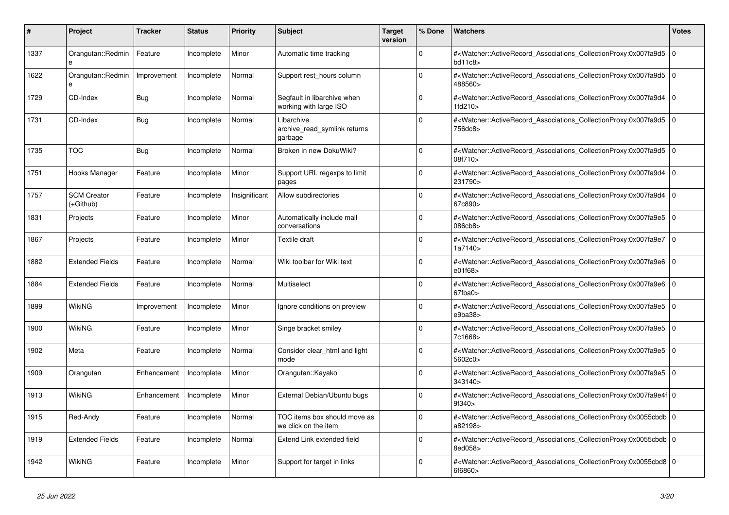| # | Project | Tracker | Status | Priority | Subject | Target version | % Done | Watchers | Votes |
|---|---|---|---|---|---|---|---|---|---|
| 1337 | Orangutan::Redmine | Feature | Incomplete | Minor | Automatic time tracking | | 0 | #<Watcher::ActiveRecord_Associations_CollectionProxy:0x007fa9d5bd11c8> | 0 |
| 1622 | Orangutan::Redmine | Improvement | Incomplete | Normal | Support rest_hours column | | 0 | #<Watcher::ActiveRecord_Associations_CollectionProxy:0x007fa9d5488560> | 0 |
| 1729 | CD-Index | Bug | Incomplete | Normal | Segfault in libarchive when working with large ISO | | 0 | #<Watcher::ActiveRecord_Associations_CollectionProxy:0x007fa9d41fd210> | 0 |
| 1731 | CD-Index | Bug | Incomplete | Normal | Libarchive archive_read_symlink returns garbage | | 0 | #<Watcher::ActiveRecord_Associations_CollectionProxy:0x007fa9d5756dc8> | 0 |
| 1735 | TOC | Bug | Incomplete | Normal | Broken in new DokuWiki? | | 0 | #<Watcher::ActiveRecord_Associations_CollectionProxy:0x007fa9d508f710> | 0 |
| 1751 | Hooks Manager | Feature | Incomplete | Minor | Support URL regexps to limit pages | | 0 | #<Watcher::ActiveRecord_Associations_CollectionProxy:0x007fa9d4231790> | 0 |
| 1757 | SCM Creator (+Github) | Feature | Incomplete | Insignificant | Allow subdirectories | | 0 | #<Watcher::ActiveRecord_Associations_CollectionProxy:0x007fa9d467c890> | 0 |
| 1831 | Projects | Feature | Incomplete | Minor | Automatically include mail conversations | | 0 | #<Watcher::ActiveRecord_Associations_CollectionProxy:0x007fa9e5086cb8> | 0 |
| 1867 | Projects | Feature | Incomplete | Minor | Textile draft | | 0 | #<Watcher::ActiveRecord_Associations_CollectionProxy:0x007fa9e71a7140> | 0 |
| 1882 | Extended Fields | Feature | Incomplete | Normal | Wiki toolbar for Wiki text | | 0 | #<Watcher::ActiveRecord_Associations_CollectionProxy:0x007fa9e6e01f68> | 0 |
| 1884 | Extended Fields | Feature | Incomplete | Normal | Multiselect | | 0 | #<Watcher::ActiveRecord_Associations_CollectionProxy:0x007fa9e667fba0> | 0 |
| 1899 | WikiNG | Improvement | Incomplete | Minor | Ignore conditions on preview | | 0 | #<Watcher::ActiveRecord_Associations_CollectionProxy:0x007fa9e5e9ba38> | 0 |
| 1900 | WikiNG | Feature | Incomplete | Minor | Singe bracket smiley | | 0 | #<Watcher::ActiveRecord_Associations_CollectionProxy:0x007fa9e57c1668> | 0 |
| 1902 | Meta | Feature | Incomplete | Normal | Consider clear_html and light mode | | 0 | #<Watcher::ActiveRecord_Associations_CollectionProxy:0x007fa9e55602c0> | 0 |
| 1909 | Orangutan | Enhancement | Incomplete | Minor | Orangutan::Kayako | | 0 | #<Watcher::ActiveRecord_Associations_CollectionProxy:0x007fa9e5343140> | 0 |
| 1913 | WikiNG | Enhancement | Incomplete | Minor | External Debian/Ubuntu bugs | | 0 | #<Watcher::ActiveRecord_Associations_CollectionProxy:0x007fa9e4f9f340> | 0 |
| 1915 | Red-Andy | Feature | Incomplete | Normal | TOC items box should move as we click on the item | | 0 | #<Watcher::ActiveRecord_Associations_CollectionProxy:0x0055cbdba82198> | 0 |
| 1919 | Extended Fields | Feature | Incomplete | Normal | Extend Link extended field | | 0 | #<Watcher::ActiveRecord_Associations_CollectionProxy:0x0055cbdb8ed058> | 0 |
| 1942 | WikiNG | Feature | Incomplete | Minor | Support for target in links | | 0 | #<Watcher::ActiveRecord_Associations_CollectionProxy:0x0055cbd86f6860> | 0 |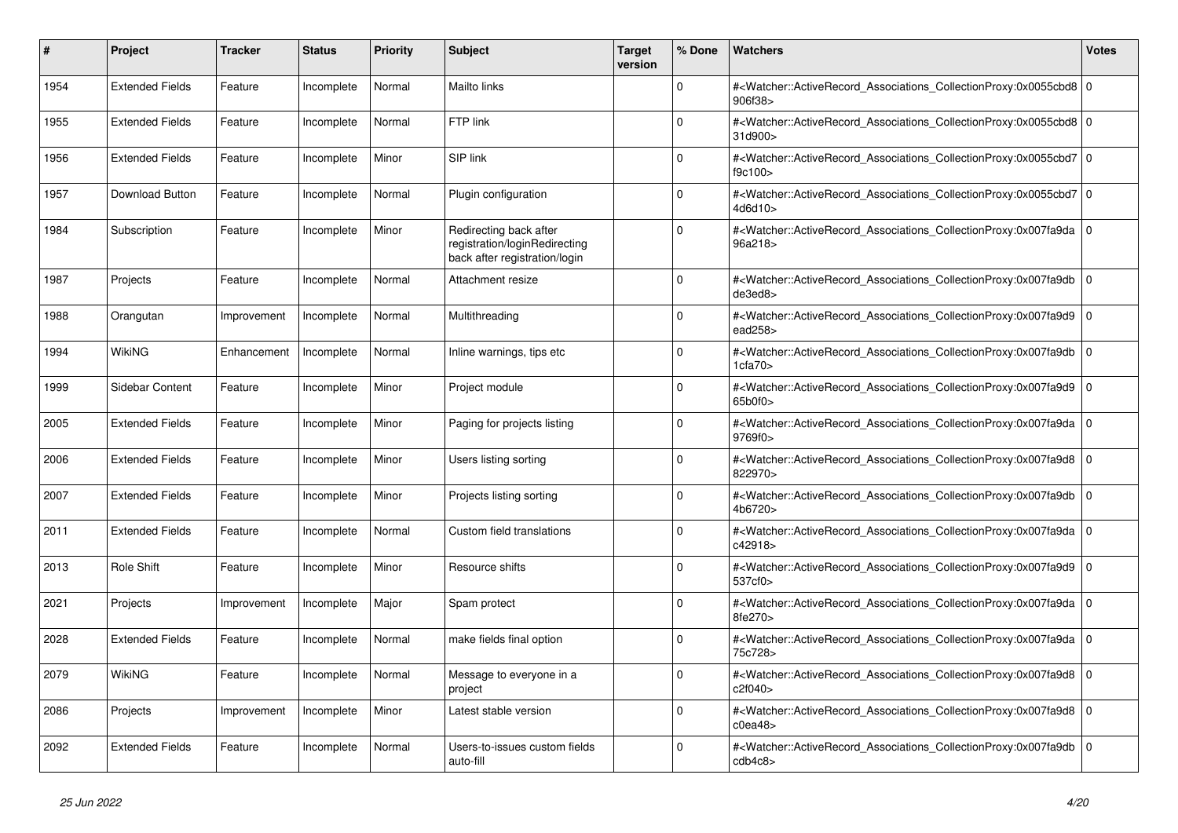| # | Project | Tracker | Status | Priority | Subject | Target version | % Done | Watchers | Votes |
|---|---|---|---|---|---|---|---|---|---|
| 1954 | Extended Fields | Feature | Incomplete | Normal | Mailto links | | 0 | #<Watcher::ActiveRecord_Associations_CollectionProxy:0x0055cbd8906f38> | 0 |
| 1955 | Extended Fields | Feature | Incomplete | Normal | FTP link | | 0 | #<Watcher::ActiveRecord_Associations_CollectionProxy:0x0055cbd831d900> | 0 |
| 1956 | Extended Fields | Feature | Incomplete | Minor | SIP link | | 0 | #<Watcher::ActiveRecord_Associations_CollectionProxy:0x0055cbd7f9c100> | 0 |
| 1957 | Download Button | Feature | Incomplete | Normal | Plugin configuration | | 0 | #<Watcher::ActiveRecord_Associations_CollectionProxy:0x0055cbd74d6d10> | 0 |
| 1984 | Subscription | Feature | Incomplete | Minor | Redirecting back after registration/loginRedirecting back after registration/login | | 0 | #<Watcher::ActiveRecord_Associations_CollectionProxy:0x007fa9da96a218> | 0 |
| 1987 | Projects | Feature | Incomplete | Normal | Attachment resize | | 0 | #<Watcher::ActiveRecord_Associations_CollectionProxy:0x007fa9dbde3ed8> | 0 |
| 1988 | Orangutan | Improvement | Incomplete | Normal | Multithreading | | 0 | #<Watcher::ActiveRecord_Associations_CollectionProxy:0x007fa9d9ead258> | 0 |
| 1994 | WikiNG | Enhancement | Incomplete | Normal | Inline warnings, tips etc | | 0 | #<Watcher::ActiveRecord_Associations_CollectionProxy:0x007fa9db1cfa70> | 0 |
| 1999 | Sidebar Content | Feature | Incomplete | Minor | Project module | | 0 | #<Watcher::ActiveRecord_Associations_CollectionProxy:0x007fa9d965b0f0> | 0 |
| 2005 | Extended Fields | Feature | Incomplete | Minor | Paging for projects listing | | 0 | #<Watcher::ActiveRecord_Associations_CollectionProxy:0x007fa9da9769f0> | 0 |
| 2006 | Extended Fields | Feature | Incomplete | Minor | Users listing sorting | | 0 | #<Watcher::ActiveRecord_Associations_CollectionProxy:0x007fa9d8822970> | 0 |
| 2007 | Extended Fields | Feature | Incomplete | Minor | Projects listing sorting | | 0 | #<Watcher::ActiveRecord_Associations_CollectionProxy:0x007fa9db4b6720> | 0 |
| 2011 | Extended Fields | Feature | Incomplete | Normal | Custom field translations | | 0 | #<Watcher::ActiveRecord_Associations_CollectionProxy:0x007fa9dac42918> | 0 |
| 2013 | Role Shift | Feature | Incomplete | Minor | Resource shifts | | 0 | #<Watcher::ActiveRecord_Associations_CollectionProxy:0x007fa9d9537cf0> | 0 |
| 2021 | Projects | Improvement | Incomplete | Major | Spam protect | | 0 | #<Watcher::ActiveRecord_Associations_CollectionProxy:0x007fa9da8fe270> | 0 |
| 2028 | Extended Fields | Feature | Incomplete | Normal | make fields final option | | 0 | #<Watcher::ActiveRecord_Associations_CollectionProxy:0x007fa9da75c728> | 0 |
| 2079 | WikiNG | Feature | Incomplete | Normal | Message to everyone in a project | | 0 | #<Watcher::ActiveRecord_Associations_CollectionProxy:0x007fa9d8c2f040> | 0 |
| 2086 | Projects | Improvement | Incomplete | Minor | Latest stable version | | 0 | #<Watcher::ActiveRecord_Associations_CollectionProxy:0x007fa9d8c0ea48> | 0 |
| 2092 | Extended Fields | Feature | Incomplete | Normal | Users-to-issues custom fields auto-fill | | 0 | #<Watcher::ActiveRecord_Associations_CollectionProxy:0x007fa9dbcdb4c8> | 0 |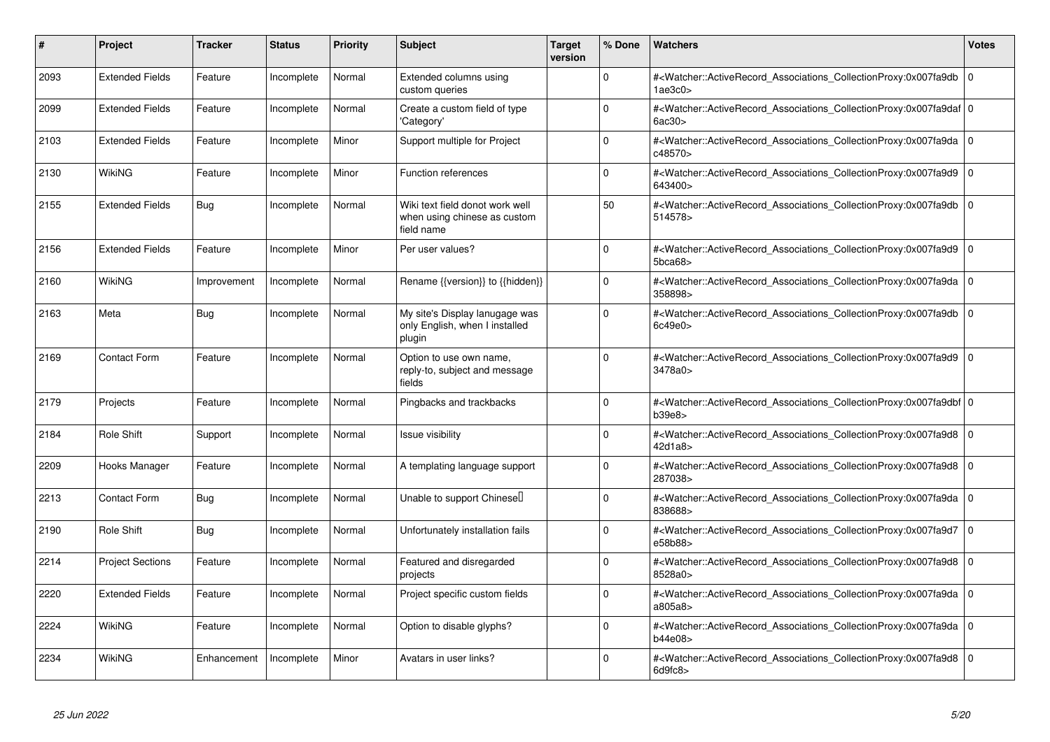| # | Project | Tracker | Status | Priority | Subject | Target version | % Done | Watchers | Votes |
|---|---|---|---|---|---|---|---|---|---|
| 2093 | Extended Fields | Feature | Incomplete | Normal | Extended columns using custom queries | | 0 | #<Watcher::ActiveRecord_Associations_CollectionProxy:0x007fa9db1ae3c0> | 0 |
| 2099 | Extended Fields | Feature | Incomplete | Normal | Create a custom field of type 'Category' | | 0 | #<Watcher::ActiveRecord_Associations_CollectionProxy:0x007fa9daf6ac30> | 0 |
| 2103 | Extended Fields | Feature | Incomplete | Minor | Support multiple for Project | | 0 | #<Watcher::ActiveRecord_Associations_CollectionProxy:0x007fa9dac48570> | 0 |
| 2130 | WikiNG | Feature | Incomplete | Minor | Function references | | 0 | #<Watcher::ActiveRecord_Associations_CollectionProxy:0x007fa9d9643400> | 0 |
| 2155 | Extended Fields | Bug | Incomplete | Normal | Wiki text field donot work well when using chinese as custom field name | | 50 | #<Watcher::ActiveRecord_Associations_CollectionProxy:0x007fa9db514578> | 0 |
| 2156 | Extended Fields | Feature | Incomplete | Minor | Per user values? | | 0 | #<Watcher::ActiveRecord_Associations_CollectionProxy:0x007fa9d95bca68> | 0 |
| 2160 | WikiNG | Improvement | Incomplete | Normal | Rename {{version}} to {{hidden}} | | 0 | #<Watcher::ActiveRecord_Associations_CollectionProxy:0x007fa9da358898> | 0 |
| 2163 | Meta | Bug | Incomplete | Normal | My site's Display lanugage was only English, when I installed plugin | | 0 | #<Watcher::ActiveRecord_Associations_CollectionProxy:0x007fa9db6c49e0> | 0 |
| 2169 | Contact Form | Feature | Incomplete | Normal | Option to use own name, reply-to, subject and message fields | | 0 | #<Watcher::ActiveRecord_Associations_CollectionProxy:0x007fa9d93478a0> | 0 |
| 2179 | Projects | Feature | Incomplete | Normal | Pingbacks and trackbacks | | 0 | #<Watcher::ActiveRecord_Associations_CollectionProxy:0x007fa9dbfb39e8> | 0 |
| 2184 | Role Shift | Support | Incomplete | Normal | Issue visibility | | 0 | #<Watcher::ActiveRecord_Associations_CollectionProxy:0x007fa9d842d1a8> | 0 |
| 2209 | Hooks Manager | Feature | Incomplete | Normal | A templating language support | | 0 | #<Watcher::ActiveRecord_Associations_CollectionProxy:0x007fa9d8287038> | 0 |
| 2213 | Contact Form | Bug | Incomplete | Normal | Unable to support Chinese | | 0 | #<Watcher::ActiveRecord_Associations_CollectionProxy:0x007fa9da838688> | 0 |
| 2190 | Role Shift | Bug | Incomplete | Normal | Unfortunately installation fails | | 0 | #<Watcher::ActiveRecord_Associations_CollectionProxy:0x007fa9d7e58b88> | 0 |
| 2214 | Project Sections | Feature | Incomplete | Normal | Featured and disregarded projects | | 0 | #<Watcher::ActiveRecord_Associations_CollectionProxy:0x007fa9d88528a0> | 0 |
| 2220 | Extended Fields | Feature | Incomplete | Normal | Project specific custom fields | | 0 | #<Watcher::ActiveRecord_Associations_CollectionProxy:0x007fa9daa805a8> | 0 |
| 2224 | WikiNG | Feature | Incomplete | Normal | Option to disable glyphs? | | 0 | #<Watcher::ActiveRecord_Associations_CollectionProxy:0x007fa9dab44e08> | 0 |
| 2234 | WikiNG | Enhancement | Incomplete | Minor | Avatars in user links? | | 0 | #<Watcher::ActiveRecord_Associations_CollectionProxy:0x007fa9d86d9fc8> | 0 |

*25 Jun 2022*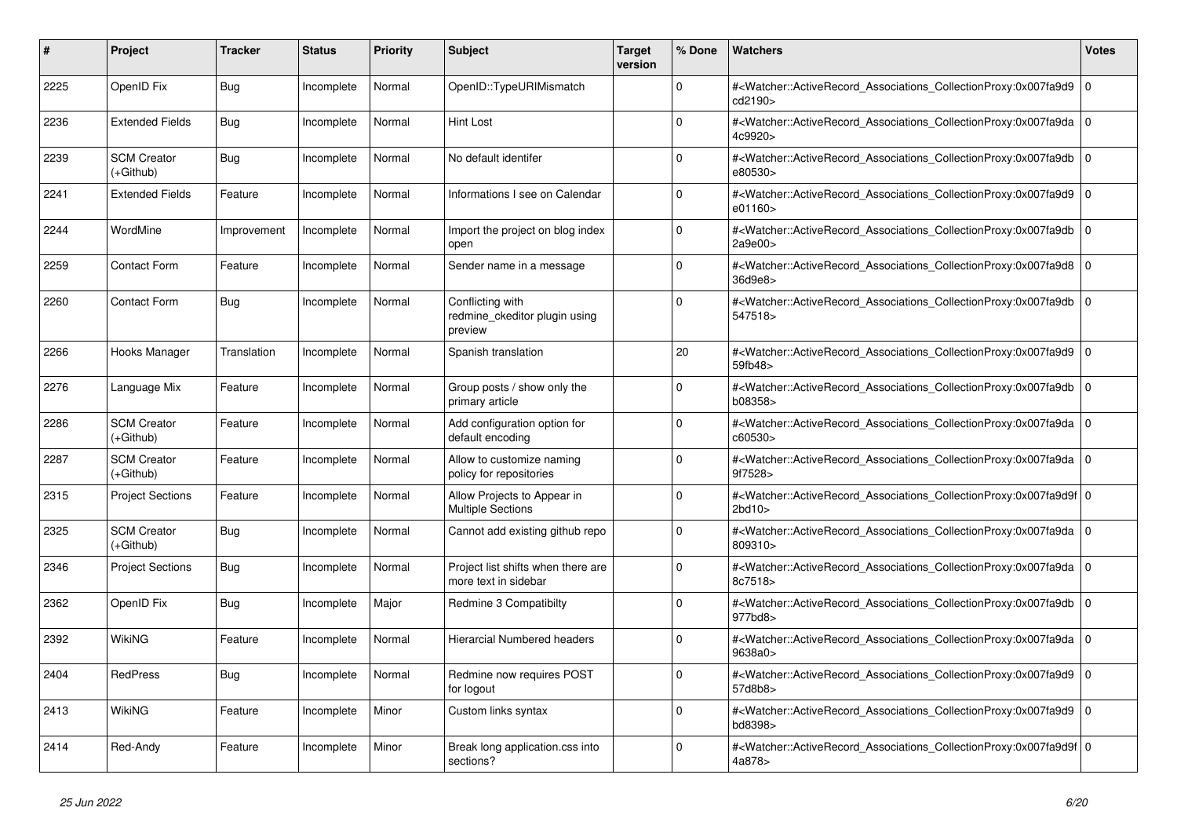| # | Project | Tracker | Status | Priority | Subject | Target version | % Done | Watchers | Votes |
|---|---|---|---|---|---|---|---|---|---|
| 2225 | OpenID Fix | Bug | Incomplete | Normal | OpenID::TypeURIMismatch | | 0 | #<Watcher::ActiveRecord_Associations_CollectionProxy:0x007fa9d9cd2190> | 0 |
| 2236 | Extended Fields | Bug | Incomplete | Normal | Hint Lost | | 0 | #<Watcher::ActiveRecord_Associations_CollectionProxy:0x007fa9da4c9920> | 0 |
| 2239 | SCM Creator (+Github) | Bug | Incomplete | Normal | No default identifer | | 0 | #<Watcher::ActiveRecord_Associations_CollectionProxy:0x007fa9dbe80530> | 0 |
| 2241 | Extended Fields | Feature | Incomplete | Normal | Informations I see on Calendar | | 0 | #<Watcher::ActiveRecord_Associations_CollectionProxy:0x007fa9d9e01160> | 0 |
| 2244 | WordMine | Improvement | Incomplete | Normal | Import the project on blog index open | | 0 | #<Watcher::ActiveRecord_Associations_CollectionProxy:0x007fa9db2a9e00> | 0 |
| 2259 | Contact Form | Feature | Incomplete | Normal | Sender name in a message | | 0 | #<Watcher::ActiveRecord_Associations_CollectionProxy:0x007fa9d836d9e8> | 0 |
| 2260 | Contact Form | Bug | Incomplete | Normal | Conflicting with redmine_ckeditor plugin using preview | | 0 | #<Watcher::ActiveRecord_Associations_CollectionProxy:0x007fa9db547518> | 0 |
| 2266 | Hooks Manager | Translation | Incomplete | Normal | Spanish translation | | 20 | #<Watcher::ActiveRecord_Associations_CollectionProxy:0x007fa9d959fb48> | 0 |
| 2276 | Language Mix | Feature | Incomplete | Normal | Group posts / show only the primary article | | 0 | #<Watcher::ActiveRecord_Associations_CollectionProxy:0x007fa9dbb08358> | 0 |
| 2286 | SCM Creator (+Github) | Feature | Incomplete | Normal | Add configuration option for default encoding | | 0 | #<Watcher::ActiveRecord_Associations_CollectionProxy:0x007fa9dac60530> | 0 |
| 2287 | SCM Creator (+Github) | Feature | Incomplete | Normal | Allow to customize naming policy for repositories | | 0 | #<Watcher::ActiveRecord_Associations_CollectionProxy:0x007fa9da9f7528> | 0 |
| 2315 | Project Sections | Feature | Incomplete | Normal | Allow Projects to Appear in Multiple Sections | | 0 | #<Watcher::ActiveRecord_Associations_CollectionProxy:0x007fa9d9f2bd10> | 0 |
| 2325 | SCM Creator (+Github) | Bug | Incomplete | Normal | Cannot add existing github repo | | 0 | #<Watcher::ActiveRecord_Associations_CollectionProxy:0x007fa9da809310> | 0 |
| 2346 | Project Sections | Bug | Incomplete | Normal | Project list shifts when there are more text in sidebar | | 0 | #<Watcher::ActiveRecord_Associations_CollectionProxy:0x007fa9da8c7518> | 0 |
| 2362 | OpenID Fix | Bug | Incomplete | Major | Redmine 3 Compatibilty | | 0 | #<Watcher::ActiveRecord_Associations_CollectionProxy:0x007fa9db977bd8> | 0 |
| 2392 | WikiNG | Feature | Incomplete | Normal | Hierarcial Numbered headers | | 0 | #<Watcher::ActiveRecord_Associations_CollectionProxy:0x007fa9da9638a0> | 0 |
| 2404 | RedPress | Bug | Incomplete | Normal | Redmine now requires POST for logout | | 0 | #<Watcher::ActiveRecord_Associations_CollectionProxy:0x007fa9d957d8b8> | 0 |
| 2413 | WikiNG | Feature | Incomplete | Minor | Custom links syntax | | 0 | #<Watcher::ActiveRecord_Associations_CollectionProxy:0x007fa9d9bd8398> | 0 |
| 2414 | Red-Andy | Feature | Incomplete | Minor | Break long application.css into sections? | | 0 | #<Watcher::ActiveRecord_Associations_CollectionProxy:0x007fa9d9f4a878> | 0 |

*25 Jun 2022*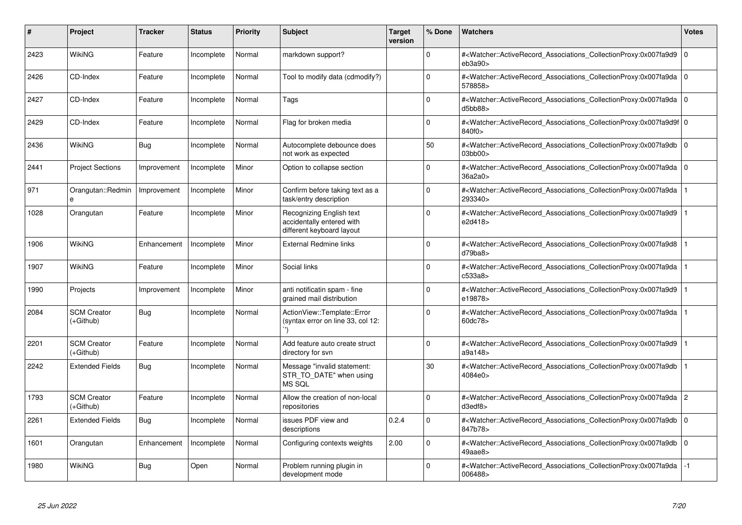| # | Project | Tracker | Status | Priority | Subject | Target version | % Done | Watchers | Votes |
|---|---|---|---|---|---|---|---|---|---|
| 2423 | WikiNG | Feature | Incomplete | Normal | markdown support? | | 0 | #<Watcher::ActiveRecord_Associations_CollectionProxy:0x007fa9d9eb3a90> | 0 |
| 2426 | CD-Index | Feature | Incomplete | Normal | Tool to modify data (cdmodify?) | | 0 | #<Watcher::ActiveRecord_Associations_CollectionProxy:0x007fa9da578858> | 0 |
| 2427 | CD-Index | Feature | Incomplete | Normal | Tags | | 0 | #<Watcher::ActiveRecord_Associations_CollectionProxy:0x007fa9dad5bb88> | 0 |
| 2429 | CD-Index | Feature | Incomplete | Normal | Flag for broken media | | 0 | #<Watcher::ActiveRecord_Associations_CollectionProxy:0x007fa9d9f840f0> | 0 |
| 2436 | WikiNG | Bug | Incomplete | Normal | Autocomplete debounce does not work as expected | | 50 | #<Watcher::ActiveRecord_Associations_CollectionProxy:0x007fa9db03bb00> | 0 |
| 2441 | Project Sections | Improvement | Incomplete | Minor | Option to collapse section | | 0 | #<Watcher::ActiveRecord_Associations_CollectionProxy:0x007fa9da36a2a0> | 0 |
| 971 | Orangutan::Redmine | Improvement | Incomplete | Minor | Confirm before taking text as a task/entry description | | 0 | #<Watcher::ActiveRecord_Associations_CollectionProxy:0x007fa9da293340> | 1 |
| 1028 | Orangutan | Feature | Incomplete | Minor | Recognizing English text accidentally entered with different keyboard layout | | 0 | #<Watcher::ActiveRecord_Associations_CollectionProxy:0x007fa9d9e2d418> | 1 |
| 1906 | WikiNG | Enhancement | Incomplete | Minor | External Redmine links | | 0 | #<Watcher::ActiveRecord_Associations_CollectionProxy:0x007fa9d8d79ba8> | 1 |
| 1907 | WikiNG | Feature | Incomplete | Minor | Social links | | 0 | #<Watcher::ActiveRecord_Associations_CollectionProxy:0x007fa9dac533a8> | 1 |
| 1990 | Projects | Improvement | Incomplete | Minor | anti notificatin spam - fine grained mail distribution | | 0 | #<Watcher::ActiveRecord_Associations_CollectionProxy:0x007fa9d9e19878> | 1 |
| 2084 | SCM Creator (+Github) | Bug | Incomplete | Normal | ActionView::Template::Error (syntax error on line 33, col 12: ``) | | 0 | #<Watcher::ActiveRecord_Associations_CollectionProxy:0x007fa9da60dc78> | 1 |
| 2201 | SCM Creator (+Github) | Feature | Incomplete | Normal | Add feature auto create struct directory for svn | | 0 | #<Watcher::ActiveRecord_Associations_CollectionProxy:0x007fa9d9a9a148> | 1 |
| 2242 | Extended Fields | Bug | Incomplete | Normal | Message "invalid statement: STR_TO_DATE" when using MS SQL | | 30 | #<Watcher::ActiveRecord_Associations_CollectionProxy:0x007fa9db4084e0> | 1 |
| 1793 | SCM Creator (+Github) | Feature | Incomplete | Normal | Allow the creation of non-local repositories | | 0 | #<Watcher::ActiveRecord_Associations_CollectionProxy:0x007fa9dad3edf8> | 2 |
| 2261 | Extended Fields | Bug | Incomplete | Normal | issues PDF view and descriptions | 0.2.4 | 0 | #<Watcher::ActiveRecord_Associations_CollectionProxy:0x007fa9db847b78> | 0 |
| 1601 | Orangutan | Enhancement | Incomplete | Normal | Configuring contexts weights | 2.00 | 0 | #<Watcher::ActiveRecord_Associations_CollectionProxy:0x007fa9db49aae8> | 0 |
| 1980 | WikiNG | Bug | Open | Normal | Problem running plugin in development mode | | 0 | #<Watcher::ActiveRecord_Associations_CollectionProxy:0x007fa9da006488> | -1 |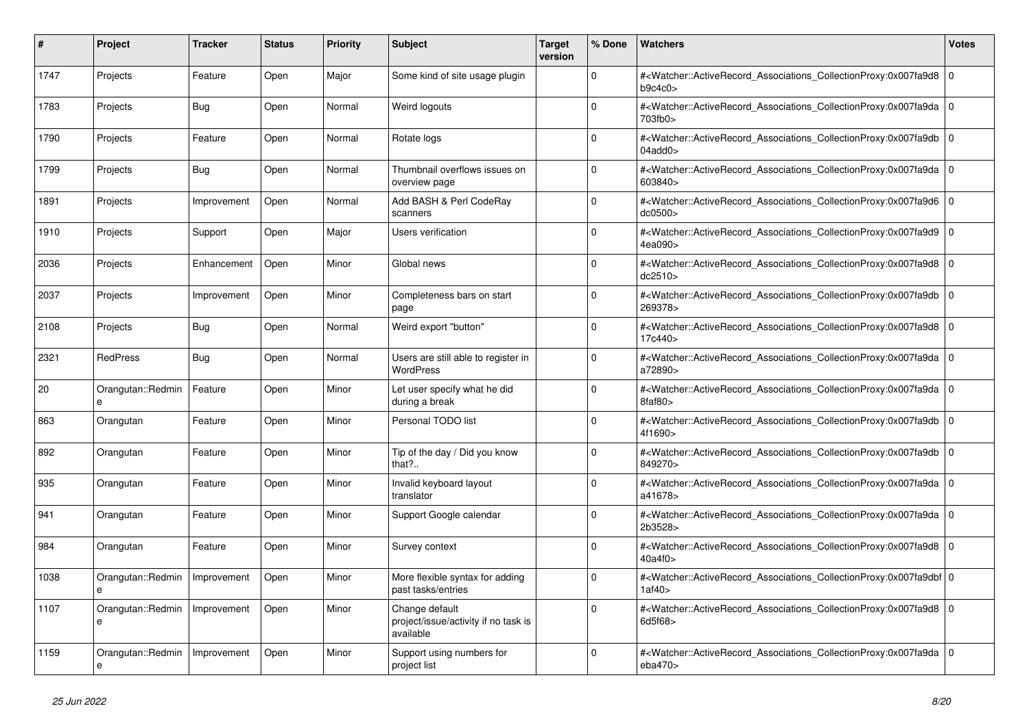| # | Project | Tracker | Status | Priority | Subject | Target version | % Done | Watchers | Votes |
|---|---|---|---|---|---|---|---|---|---|
| 1747 | Projects | Feature | Open | Major | Some kind of site usage plugin | | 0 | #<Watcher::ActiveRecord_Associations_CollectionProxy:0x007fa9d8b9c4c0> | 0 |
| 1783 | Projects | Bug | Open | Normal | Weird logouts | | 0 | #<Watcher::ActiveRecord_Associations_CollectionProxy:0x007fa9da703fb0> | 0 |
| 1790 | Projects | Feature | Open | Normal | Rotate logs | | 0 | #<Watcher::ActiveRecord_Associations_CollectionProxy:0x007fa9db04add0> | 0 |
| 1799 | Projects | Bug | Open | Normal | Thumbnail overflows issues on overview page | | 0 | #<Watcher::ActiveRecord_Associations_CollectionProxy:0x007fa9da603840> | 0 |
| 1891 | Projects | Improvement | Open | Normal | Add BASH & Perl CodeRay scanners | | 0 | #<Watcher::ActiveRecord_Associations_CollectionProxy:0x007fa9d6dc0500> | 0 |
| 1910 | Projects | Support | Open | Major | Users verification | | 0 | #<Watcher::ActiveRecord_Associations_CollectionProxy:0x007fa9d94ea090> | 0 |
| 2036 | Projects | Enhancement | Open | Minor | Global news | | 0 | #<Watcher::ActiveRecord_Associations_CollectionProxy:0x007fa9d8dc2510> | 0 |
| 2037 | Projects | Improvement | Open | Minor | Completeness bars on start page | | 0 | #<Watcher::ActiveRecord_Associations_CollectionProxy:0x007fa9db269378> | 0 |
| 2108 | Projects | Bug | Open | Normal | Weird export "button" | | 0 | #<Watcher::ActiveRecord_Associations_CollectionProxy:0x007fa9d817c440> | 0 |
| 2321 | RedPress | Bug | Open | Normal | Users are still able to register in WordPress | | 0 | #<Watcher::ActiveRecord_Associations_CollectionProxy:0x007fa9daa72890> | 0 |
| 20 | Orangutan::Redmine | Feature | Open | Minor | Let user specify what he did during a break | | 0 | #<Watcher::ActiveRecord_Associations_CollectionProxy:0x007fa9da8faf80> | 0 |
| 863 | Orangutan | Feature | Open | Minor | Personal TODO list | | 0 | #<Watcher::ActiveRecord_Associations_CollectionProxy:0x007fa9db4f1690> | 0 |
| 892 | Orangutan | Feature | Open | Minor | Tip of the day / Did you know that?.. | | 0 | #<Watcher::ActiveRecord_Associations_CollectionProxy:0x007fa9db849270> | 0 |
| 935 | Orangutan | Feature | Open | Minor | Invalid keyboard layout translator | | 0 | #<Watcher::ActiveRecord_Associations_CollectionProxy:0x007fa9daa41678> | 0 |
| 941 | Orangutan | Feature | Open | Minor | Support Google calendar | | 0 | #<Watcher::ActiveRecord_Associations_CollectionProxy:0x007fa9da2b3528> | 0 |
| 984 | Orangutan | Feature | Open | Minor | Survey context | | 0 | #<Watcher::ActiveRecord_Associations_CollectionProxy:0x007fa9d840a4f0> | 0 |
| 1038 | Orangutan::Redmine | Improvement | Open | Minor | More flexible syntax for adding past tasks/entries | | 0 | #<Watcher::ActiveRecord_Associations_CollectionProxy:0x007fa9dbf1af40> | 0 |
| 1107 | Orangutan::Redmine | Improvement | Open | Minor | Change default project/issue/activity if no task is available | | 0 | #<Watcher::ActiveRecord_Associations_CollectionProxy:0x007fa9d86d5f68> | 0 |
| 1159 | Orangutan::Redmine | Improvement | Open | Minor | Support using numbers for project list | | 0 | #<Watcher::ActiveRecord_Associations_CollectionProxy:0x007fa9daeba470> | 0 |

*25 Jun 2022*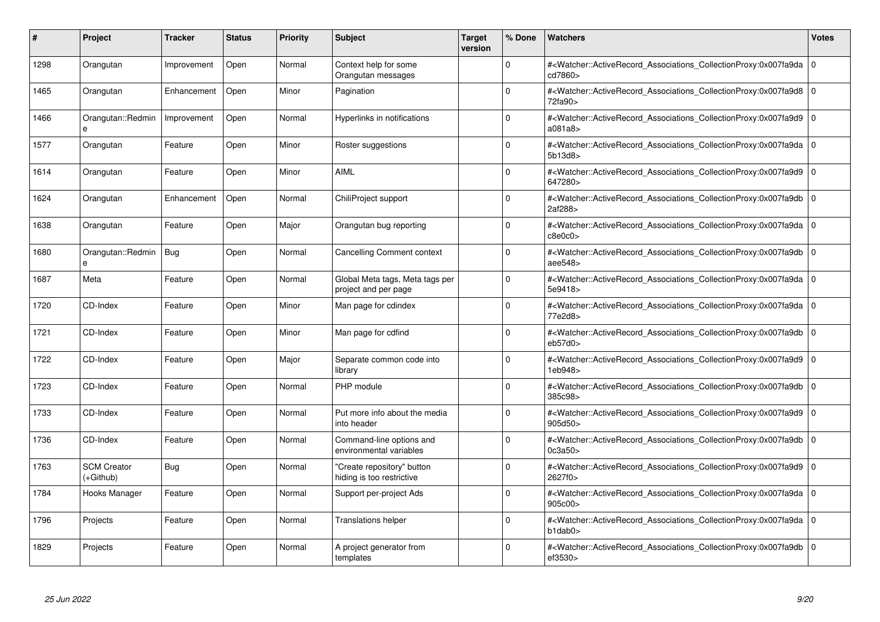| # | Project | Tracker | Status | Priority | Subject | Target version | % Done | Watchers | Votes |
|---|---|---|---|---|---|---|---|---|---|
| 1298 | Orangutan | Improvement | Open | Normal | Context help for some Orangutan messages | | 0 | #<Watcher::ActiveRecord_Associations_CollectionProxy:0x007fa9dacd7860> | 0 |
| 1465 | Orangutan | Enhancement | Open | Minor | Pagination | | 0 | #<Watcher::ActiveRecord_Associations_CollectionProxy:0x007fa9d872fa90> | 0 |
| 1466 | Orangutan::Redmine | Improvement | Open | Normal | Hyperlinks in notifications | | 0 | #<Watcher::ActiveRecord_Associations_CollectionProxy:0x007fa9d9a081a8> | 0 |
| 1577 | Orangutan | Feature | Open | Minor | Roster suggestions | | 0 | #<Watcher::ActiveRecord_Associations_CollectionProxy:0x007fa9da5b13d8> | 0 |
| 1614 | Orangutan | Feature | Open | Minor | AIML | | 0 | #<Watcher::ActiveRecord_Associations_CollectionProxy:0x007fa9d9647280> | 0 |
| 1624 | Orangutan | Enhancement | Open | Normal | ChiliProject support | | 0 | #<Watcher::ActiveRecord_Associations_CollectionProxy:0x007fa9db2af288> | 0 |
| 1638 | Orangutan | Feature | Open | Major | Orangutan bug reporting | | 0 | #<Watcher::ActiveRecord_Associations_CollectionProxy:0x007fa9dac8e0c0> | 0 |
| 1680 | Orangutan::Redmine | Bug | Open | Normal | Cancelling Comment context | | 0 | #<Watcher::ActiveRecord_Associations_CollectionProxy:0x007fa9dbaee548> | 0 |
| 1687 | Meta | Feature | Open | Normal | Global Meta tags, Meta tags per project and per page | | 0 | #<Watcher::ActiveRecord_Associations_CollectionProxy:0x007fa9da5e9418> | 0 |
| 1720 | CD-Index | Feature | Open | Minor | Man page for cdindex | | 0 | #<Watcher::ActiveRecord_Associations_CollectionProxy:0x007fa9da77e2d8> | 0 |
| 1721 | CD-Index | Feature | Open | Minor | Man page for cdfind | | 0 | #<Watcher::ActiveRecord_Associations_CollectionProxy:0x007fa9dbeb57d0> | 0 |
| 1722 | CD-Index | Feature | Open | Major | Separate common code into library | | 0 | #<Watcher::ActiveRecord_Associations_CollectionProxy:0x007fa9d91eb948> | 0 |
| 1723 | CD-Index | Feature | Open | Normal | PHP module | | 0 | #<Watcher::ActiveRecord_Associations_CollectionProxy:0x007fa9db385c98> | 0 |
| 1733 | CD-Index | Feature | Open | Normal | Put more info about the media into header | | 0 | #<Watcher::ActiveRecord_Associations_CollectionProxy:0x007fa9d9905d50> | 0 |
| 1736 | CD-Index | Feature | Open | Normal | Command-line options and environmental variables | | 0 | #<Watcher::ActiveRecord_Associations_CollectionProxy:0x007fa9db0c3a50> | 0 |
| 1763 | SCM Creator (+Github) | Bug | Open | Normal | "Create repository" button hiding is too restrictive | | 0 | #<Watcher::ActiveRecord_Associations_CollectionProxy:0x007fa9d92627f0> | 0 |
| 1784 | Hooks Manager | Feature | Open | Normal | Support per-project Ads | | 0 | #<Watcher::ActiveRecord_Associations_CollectionProxy:0x007fa9da905c00> | 0 |
| 1796 | Projects | Feature | Open | Normal | Translations helper | | 0 | #<Watcher::ActiveRecord_Associations_CollectionProxy:0x007fa9dab1dab0> | 0 |
| 1829 | Projects | Feature | Open | Normal | A project generator from templates | | 0 | #<Watcher::ActiveRecord_Associations_CollectionProxy:0x007fa9dbef3530> | 0 |

*25 Jun 2022*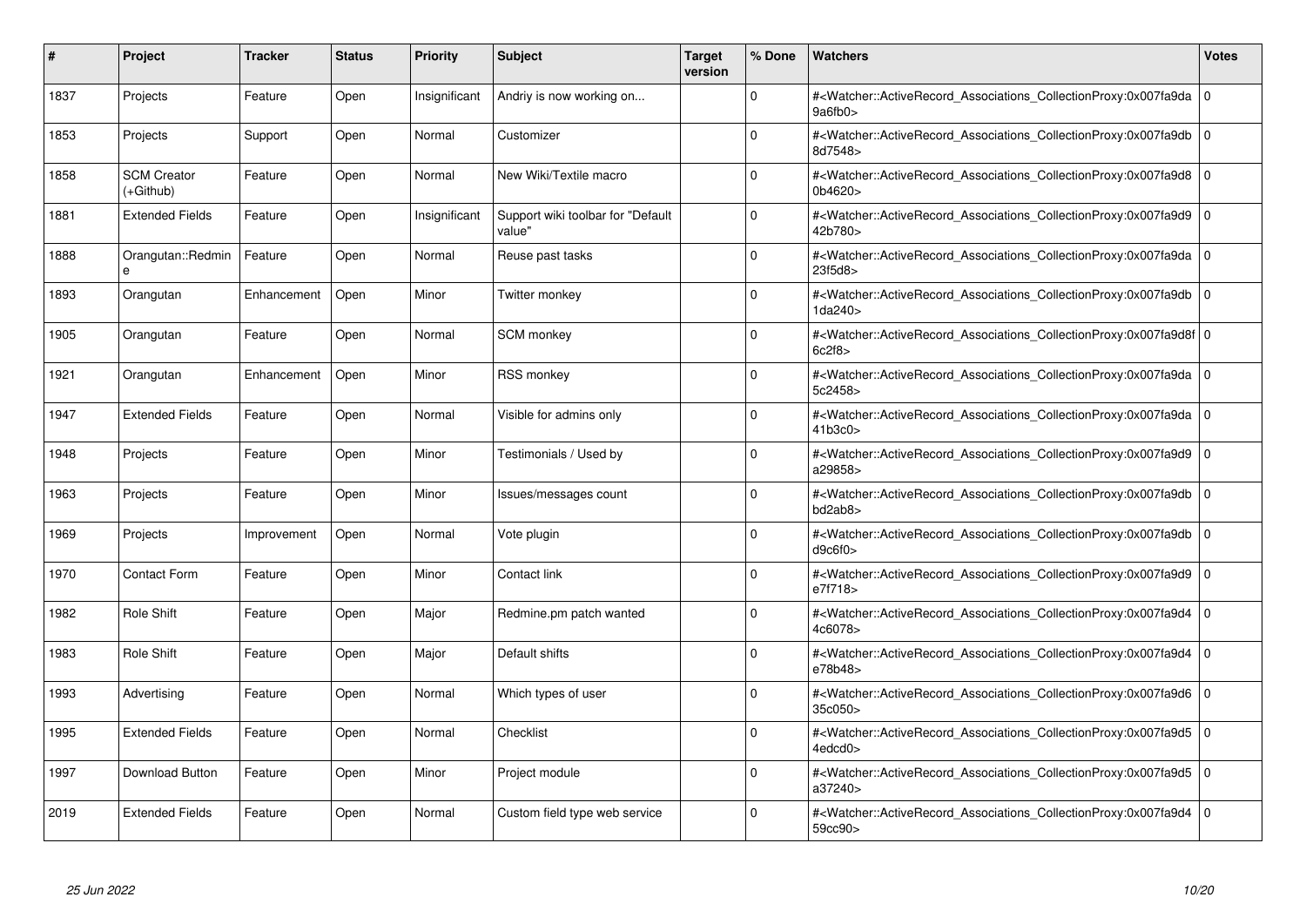| # | Project | Tracker | Status | Priority | Subject | Target version | % Done | Watchers | Votes |
|---|---|---|---|---|---|---|---|---|---|
| 1837 | Projects | Feature | Open | Insignificant | Andriy is now working on... | | 0 | #<Watcher::ActiveRecord_Associations_CollectionProxy:0x007fa9da9a6fb0> | 0 |
| 1853 | Projects | Support | Open | Normal | Customizer | | 0 | #<Watcher::ActiveRecord_Associations_CollectionProxy:0x007fa9db8d7548> | 0 |
| 1858 | SCM Creator (+Github) | Feature | Open | Normal | New Wiki/Textile macro | | 0 | #<Watcher::ActiveRecord_Associations_CollectionProxy:0x007fa9d80b4620> | 0 |
| 1881 | Extended Fields | Feature | Open | Insignificant | Support wiki toolbar for "Default value" | | 0 | #<Watcher::ActiveRecord_Associations_CollectionProxy:0x007fa9d942b780> | 0 |
| 1888 | Orangutan::Redmine | Feature | Open | Normal | Reuse past tasks | | 0 | #<Watcher::ActiveRecord_Associations_CollectionProxy:0x007fa9da23f5d8> | 0 |
| 1893 | Orangutan | Enhancement | Open | Minor | Twitter monkey | | 0 | #<Watcher::ActiveRecord_Associations_CollectionProxy:0x007fa9db1da240> | 0 |
| 1905 | Orangutan | Feature | Open | Normal | SCM monkey | | 0 | #<Watcher::ActiveRecord_Associations_CollectionProxy:0x007fa9d8f6c2f8> | 0 |
| 1921 | Orangutan | Enhancement | Open | Minor | RSS monkey | | 0 | #<Watcher::ActiveRecord_Associations_CollectionProxy:0x007fa9da5c2458> | 0 |
| 1947 | Extended Fields | Feature | Open | Normal | Visible for admins only | | 0 | #<Watcher::ActiveRecord_Associations_CollectionProxy:0x007fa9da41b3c0> | 0 |
| 1948 | Projects | Feature | Open | Minor | Testimonials / Used by | | 0 | #<Watcher::ActiveRecord_Associations_CollectionProxy:0x007fa9d9a29858> | 0 |
| 1963 | Projects | Feature | Open | Minor | Issues/messages count | | 0 | #<Watcher::ActiveRecord_Associations_CollectionProxy:0x007fa9dbbd2ab8> | 0 |
| 1969 | Projects | Improvement | Open | Normal | Vote plugin | | 0 | #<Watcher::ActiveRecord_Associations_CollectionProxy:0x007fa9dbd9c6f0> | 0 |
| 1970 | Contact Form | Feature | Open | Minor | Contact link | | 0 | #<Watcher::ActiveRecord_Associations_CollectionProxy:0x007fa9d9e7f718> | 0 |
| 1982 | Role Shift | Feature | Open | Major | Redmine.pm patch wanted | | 0 | #<Watcher::ActiveRecord_Associations_CollectionProxy:0x007fa9d44c6078> | 0 |
| 1983 | Role Shift | Feature | Open | Major | Default shifts | | 0 | #<Watcher::ActiveRecord_Associations_CollectionProxy:0x007fa9d4e78b48> | 0 |
| 1993 | Advertising | Feature | Open | Normal | Which types of user | | 0 | #<Watcher::ActiveRecord_Associations_CollectionProxy:0x007fa9d635c050> | 0 |
| 1995 | Extended Fields | Feature | Open | Normal | Checklist | | 0 | #<Watcher::ActiveRecord_Associations_CollectionProxy:0x007fa9d54edcd0> | 0 |
| 1997 | Download Button | Feature | Open | Minor | Project module | | 0 | #<Watcher::ActiveRecord_Associations_CollectionProxy:0x007fa9d5a37240> | 0 |
| 2019 | Extended Fields | Feature | Open | Normal | Custom field type web service | | 0 | #<Watcher::ActiveRecord_Associations_CollectionProxy:0x007fa9d459cc90> | 0 |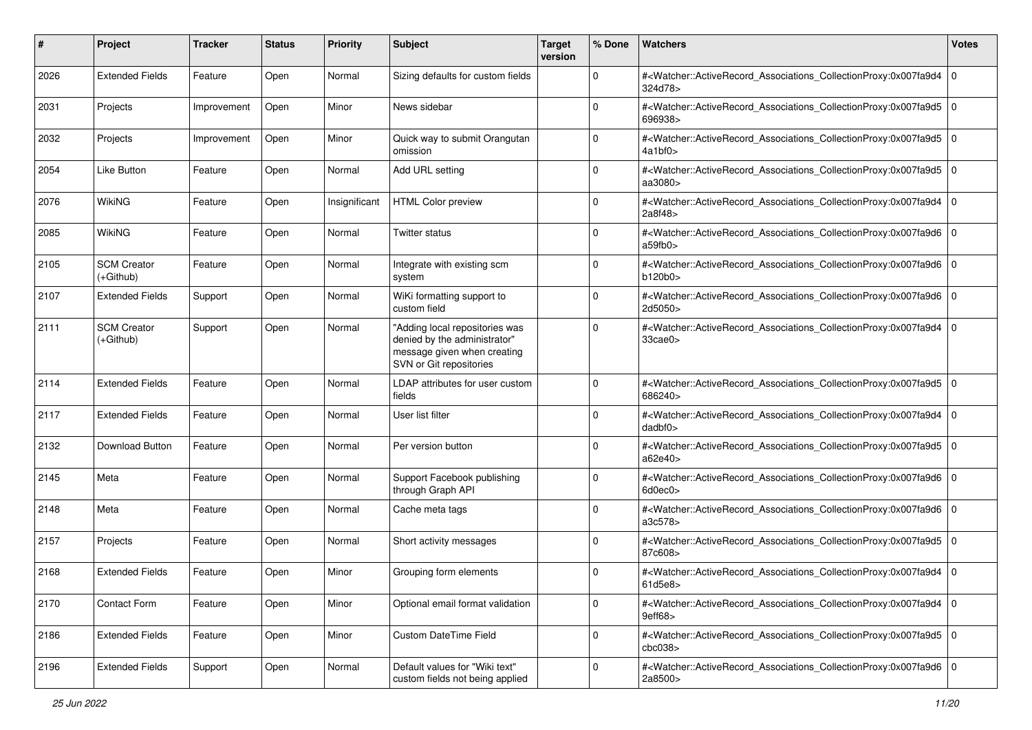| # | Project | Tracker | Status | Priority | Subject | Target version | % Done | Watchers | Votes |
|---|---|---|---|---|---|---|---|---|---|
| 2026 | Extended Fields | Feature | Open | Normal | Sizing defaults for custom fields | | 0 | #<Watcher::ActiveRecord_Associations_CollectionProxy:0x007fa9d4324d78> | 0 |
| 2031 | Projects | Improvement | Open | Minor | News sidebar | | 0 | #<Watcher::ActiveRecord_Associations_CollectionProxy:0x007fa9d5696938> | 0 |
| 2032 | Projects | Improvement | Open | Minor | Quick way to submit Orangutan omission | | 0 | #<Watcher::ActiveRecord_Associations_CollectionProxy:0x007fa9d54a1bf0> | 0 |
| 2054 | Like Button | Feature | Open | Normal | Add URL setting | | 0 | #<Watcher::ActiveRecord_Associations_CollectionProxy:0x007fa9d5aa3080> | 0 |
| 2076 | WikiNG | Feature | Open | Insignificant | HTML Color preview | | 0 | #<Watcher::ActiveRecord_Associations_CollectionProxy:0x007fa9d42a8f48> | 0 |
| 2085 | WikiNG | Feature | Open | Normal | Twitter status | | 0 | #<Watcher::ActiveRecord_Associations_CollectionProxy:0x007fa9d6a59fb0> | 0 |
| 2105 | SCM Creator (+Github) | Feature | Open | Normal | Integrate with existing scm system | | 0 | #<Watcher::ActiveRecord_Associations_CollectionProxy:0x007fa9d6b120b0> | 0 |
| 2107 | Extended Fields | Support | Open | Normal | WiKi formatting support to custom field | | 0 | #<Watcher::ActiveRecord_Associations_CollectionProxy:0x007fa9d62d5050> | 0 |
| 2111 | SCM Creator (+Github) | Support | Open | Normal | "Adding local repositories was denied by the administrator" message given when creating SVN or Git repositories | | 0 | #<Watcher::ActiveRecord_Associations_CollectionProxy:0x007fa9d433cae0> | 0 |
| 2114 | Extended Fields | Feature | Open | Normal | LDAP attributes for user custom fields | | 0 | #<Watcher::ActiveRecord_Associations_CollectionProxy:0x007fa9d5686240> | 0 |
| 2117 | Extended Fields | Feature | Open | Normal | User list filter | | 0 | #<Watcher::ActiveRecord_Associations_CollectionProxy:0x007fa9d4dadbf0> | 0 |
| 2132 | Download Button | Feature | Open | Normal | Per version button | | 0 | #<Watcher::ActiveRecord_Associations_CollectionProxy:0x007fa9d5a62e40> | 0 |
| 2145 | Meta | Feature | Open | Normal | Support Facebook publishing through Graph API | | 0 | #<Watcher::ActiveRecord_Associations_CollectionProxy:0x007fa9d66d0ec0> | 0 |
| 2148 | Meta | Feature | Open | Normal | Cache meta tags | | 0 | #<Watcher::ActiveRecord_Associations_CollectionProxy:0x007fa9d6a3c578> | 0 |
| 2157 | Projects | Feature | Open | Normal | Short activity messages | | 0 | #<Watcher::ActiveRecord_Associations_CollectionProxy:0x007fa9d587c608> | 0 |
| 2168 | Extended Fields | Feature | Open | Minor | Grouping form elements | | 0 | #<Watcher::ActiveRecord_Associations_CollectionProxy:0x007fa9d461d5e8> | 0 |
| 2170 | Contact Form | Feature | Open | Minor | Optional email format validation | | 0 | #<Watcher::ActiveRecord_Associations_CollectionProxy:0x007fa9d49eff68> | 0 |
| 2186 | Extended Fields | Feature | Open | Minor | Custom DateTime Field | | 0 | #<Watcher::ActiveRecord_Associations_CollectionProxy:0x007fa9d5cbc038> | 0 |
| 2196 | Extended Fields | Support | Open | Normal | Default values for "Wiki text" custom fields not being applied | | 0 | #<Watcher::ActiveRecord_Associations_CollectionProxy:0x007fa9d62a8500> | 0 |

*25 Jun 2022*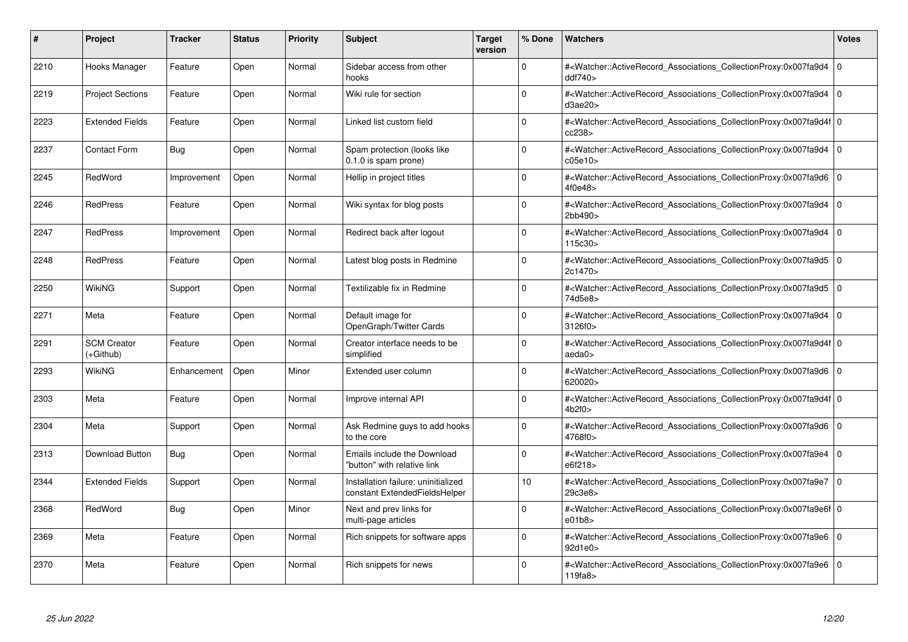| # | Project | Tracker | Status | Priority | Subject | Target version | % Done | Watchers | Votes |
|---|---|---|---|---|---|---|---|---|---|
| 2210 | Hooks Manager | Feature | Open | Normal | Sidebar access from other hooks | | 0 | #<Watcher::ActiveRecord_Associations_CollectionProxy:0x007fa9d4ddf740> | 0 |
| 2219 | Project Sections | Feature | Open | Normal | Wiki rule for section | | 0 | #<Watcher::ActiveRecord_Associations_CollectionProxy:0x007fa9d4d3ae20> | 0 |
| 2223 | Extended Fields | Feature | Open | Normal | Linked list custom field | | 0 | #<Watcher::ActiveRecord_Associations_CollectionProxy:0x007fa9d4fcc238> | 0 |
| 2237 | Contact Form | Bug | Open | Normal | Spam protection (looks like 0.1.0 is spam prone) | | 0 | #<Watcher::ActiveRecord_Associations_CollectionProxy:0x007fa9d4c05e10> | 0 |
| 2245 | RedWord | Improvement | Open | Normal | Hellip in project titles | | 0 | #<Watcher::ActiveRecord_Associations_CollectionProxy:0x007fa9d64f0e48> | 0 |
| 2246 | RedPress | Feature | Open | Normal | Wiki syntax for blog posts | | 0 | #<Watcher::ActiveRecord_Associations_CollectionProxy:0x007fa9d42bb490> | 0 |
| 2247 | RedPress | Improvement | Open | Normal | Redirect back after logout | | 0 | #<Watcher::ActiveRecord_Associations_CollectionProxy:0x007fa9d4115c30> | 0 |
| 2248 | RedPress | Feature | Open | Normal | Latest blog posts in Redmine | | 0 | #<Watcher::ActiveRecord_Associations_CollectionProxy:0x007fa9d52c1470> | 0 |
| 2250 | WikiNG | Support | Open | Normal | Textilizable fix in Redmine | | 0 | #<Watcher::ActiveRecord_Associations_CollectionProxy:0x007fa9d574d5e8> | 0 |
| 2271 | Meta | Feature | Open | Normal | Default image for OpenGraph/Twitter Cards | | 0 | #<Watcher::ActiveRecord_Associations_CollectionProxy:0x007fa9d43126f0> | 0 |
| 2291 | SCM Creator (+Github) | Feature | Open | Normal | Creator interface needs to be simplified | | 0 | #<Watcher::ActiveRecord_Associations_CollectionProxy:0x007fa9d4faeda0> | 0 |
| 2293 | WikiNG | Enhancement | Open | Minor | Extended user column | | 0 | #<Watcher::ActiveRecord_Associations_CollectionProxy:0x007fa9d6620020> | 0 |
| 2303 | Meta | Feature | Open | Normal | Improve internal API | | 0 | #<Watcher::ActiveRecord_Associations_CollectionProxy:0x007fa9d4f4b2f0> | 0 |
| 2304 | Meta | Support | Open | Normal | Ask Redmine guys to add hooks to the core | | 0 | #<Watcher::ActiveRecord_Associations_CollectionProxy:0x007fa9d64768f0> | 0 |
| 2313 | Download Button | Bug | Open | Normal | Emails include the Download "button" with relative link | | 0 | #<Watcher::ActiveRecord_Associations_CollectionProxy:0x007fa9e4e6f218> | 0 |
| 2344 | Extended Fields | Support | Open | Normal | Installation failure: uninitialized constant ExtendedFieldsHelper | | 10 | #<Watcher::ActiveRecord_Associations_CollectionProxy:0x007fa9e729c3e8> | 0 |
| 2368 | RedWord | Bug | Open | Minor | Next and prev links for multi-page articles | | 0 | #<Watcher::ActiveRecord_Associations_CollectionProxy:0x007fa9e6fe01b8> | 0 |
| 2369 | Meta | Feature | Open | Normal | Rich snippets for software apps | | 0 | #<Watcher::ActiveRecord_Associations_CollectionProxy:0x007fa9e692d1e0> | 0 |
| 2370 | Meta | Feature | Open | Normal | Rich snippets for news | | 0 | #<Watcher::ActiveRecord_Associations_CollectionProxy:0x007fa9e6119fa8> | 0 |

*25 Jun 2022*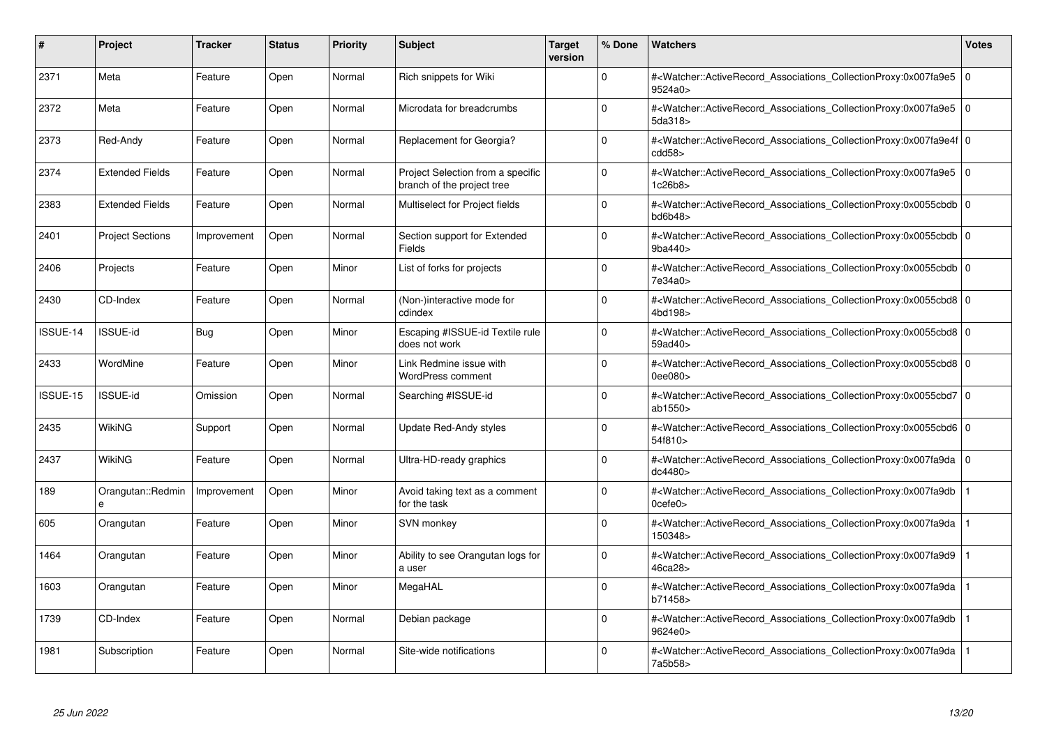| # | Project | Tracker | Status | Priority | Subject | Target version | % Done | Watchers | Votes |
| --- | --- | --- | --- | --- | --- | --- | --- | --- | --- |
| 2371 | Meta | Feature | Open | Normal | Rich snippets for Wiki | | 0 | #<Watcher::ActiveRecord_Associations_CollectionProxy:0x007fa9e59524a0> | 0 |
| 2372 | Meta | Feature | Open | Normal | Microdata for breadcrumbs | | 0 | #<Watcher::ActiveRecord_Associations_CollectionProxy:0x007fa9e55da318> | 0 |
| 2373 | Red-Andy | Feature | Open | Normal | Replacement for Georgia? | | 0 | #<Watcher::ActiveRecord_Associations_CollectionProxy:0x007fa9e4fcdd58> | 0 |
| 2374 | Extended Fields | Feature | Open | Normal | Project Selection from a specific branch of the project tree | | 0 | #<Watcher::ActiveRecord_Associations_CollectionProxy:0x007fa9e51c26b8> | 0 |
| 2383 | Extended Fields | Feature | Open | Normal | Multiselect for Project fields | | 0 | #<Watcher::ActiveRecord_Associations_CollectionProxy:0x0055cbdbbd6b48> | 0 |
| 2401 | Project Sections | Improvement | Open | Normal | Section support for Extended Fields | | 0 | #<Watcher::ActiveRecord_Associations_CollectionProxy:0x0055cbdb9ba440> | 0 |
| 2406 | Projects | Feature | Open | Minor | List of forks for projects | | 0 | #<Watcher::ActiveRecord_Associations_CollectionProxy:0x0055cbdb7e34a0> | 0 |
| 2430 | CD-Index | Feature | Open | Normal | (Non-)interactive mode for cdindex | | 0 | #<Watcher::ActiveRecord_Associations_CollectionProxy:0x0055cbd84bd198> | 0 |
| ISSUE-14 | ISSUE-id | Bug | Open | Minor | Escaping #ISSUE-id Textile rule does not work | | 0 | #<Watcher::ActiveRecord_Associations_CollectionProxy:0x0055cbd859ad40> | 0 |
| 2433 | WordMine | Feature | Open | Minor | Link Redmine issue with WordPress comment | | 0 | #<Watcher::ActiveRecord_Associations_CollectionProxy:0x0055cbd80ee080> | 0 |
| ISSUE-15 | ISSUE-id | Omission | Open | Normal | Searching #ISSUE-id | | 0 | #<Watcher::ActiveRecord_Associations_CollectionProxy:0x0055cbd7ab1550> | 0 |
| 2435 | WikiNG | Support | Open | Normal | Update Red-Andy styles | | 0 | #<Watcher::ActiveRecord_Associations_CollectionProxy:0x0055cbd654f810> | 0 |
| 2437 | WikiNG | Feature | Open | Normal | Ultra-HD-ready graphics | | 0 | #<Watcher::ActiveRecord_Associations_CollectionProxy:0x007fa9dadc4480> | 0 |
| 189 | Orangutan::Redmine | Improvement | Open | Minor | Avoid taking text as a comment for the task | | 0 | #<Watcher::ActiveRecord_Associations_CollectionProxy:0x007fa9db0cefe0> | 1 |
| 605 | Orangutan | Feature | Open | Minor | SVN monkey | | 0 | #<Watcher::ActiveRecord_Associations_CollectionProxy:0x007fa9da150348> | 1 |
| 1464 | Orangutan | Feature | Open | Minor | Ability to see Orangutan logs for a user | | 0 | #<Watcher::ActiveRecord_Associations_CollectionProxy:0x007fa9d946ca28> | 1 |
| 1603 | Orangutan | Feature | Open | Minor | MegaHAL | | 0 | #<Watcher::ActiveRecord_Associations_CollectionProxy:0x007fa9dab71458> | 1 |
| 1739 | CD-Index | Feature | Open | Normal | Debian package | | 0 | #<Watcher::ActiveRecord_Associations_CollectionProxy:0x007fa9db9624e0> | 1 |
| 1981 | Subscription | Feature | Open | Normal | Site-wide notifications | | 0 | #<Watcher::ActiveRecord_Associations_CollectionProxy:0x007fa9da7a5b58> | 1 |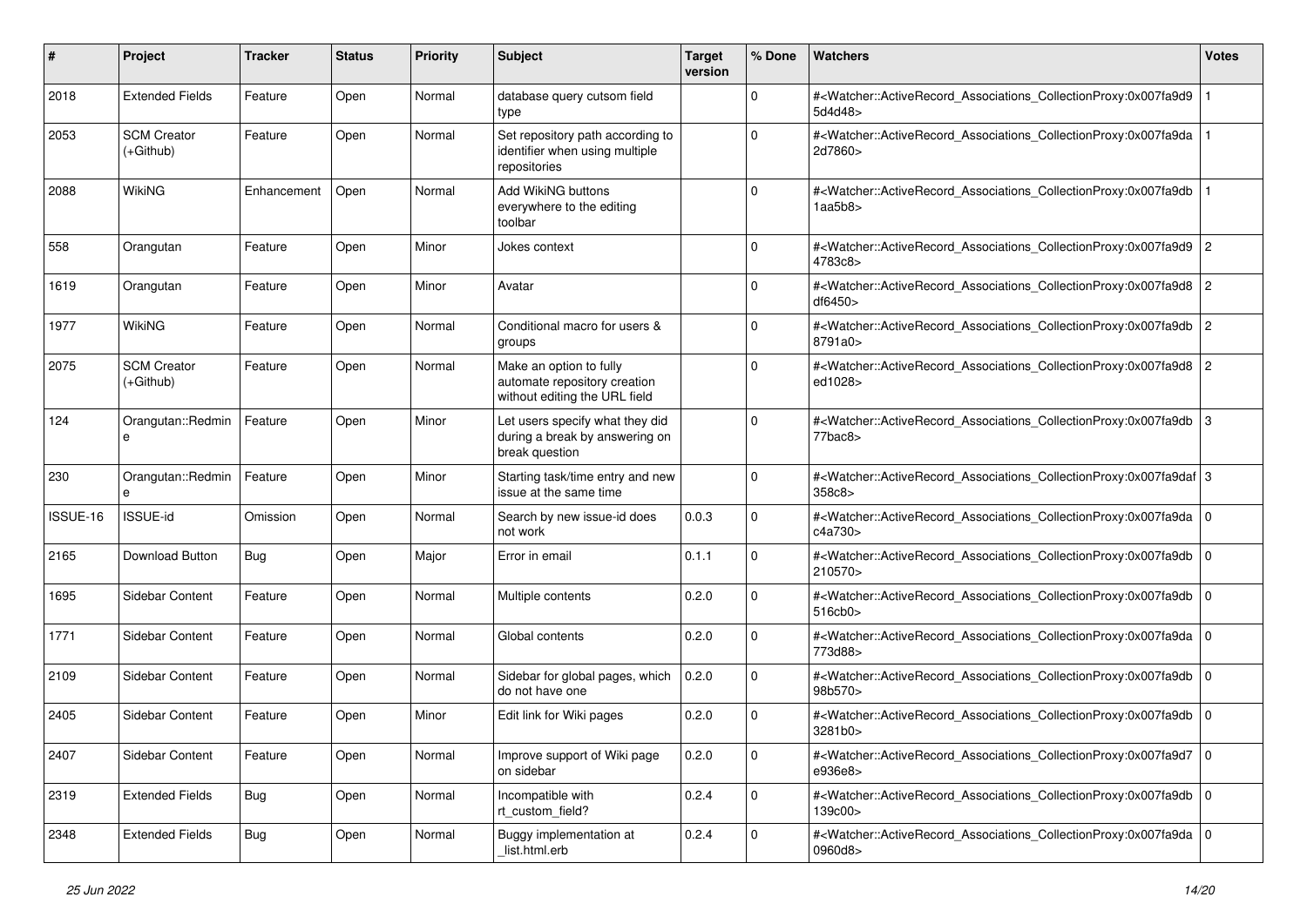| # | Project | Tracker | Status | Priority | Subject | Target version | % Done | Watchers | Votes |
|---|---|---|---|---|---|---|---|---|---|
| 2018 | Extended Fields | Feature | Open | Normal | database query cutsom field type | | 0 | #<Watcher::ActiveRecord_Associations_CollectionProxy:0x007fa9d95d4d48> | 1 |
| 2053 | SCM Creator (+Github) | Feature | Open | Normal | Set repository path according to identifier when using multiple repositories | | 0 | #<Watcher::ActiveRecord_Associations_CollectionProxy:0x007fa9da2d7860> | 1 |
| 2088 | WikiNG | Enhancement | Open | Normal | Add WikiNG buttons everywhere to the editing toolbar | | 0 | #<Watcher::ActiveRecord_Associations_CollectionProxy:0x007fa9db1aa5b8> | 1 |
| 558 | Orangutan | Feature | Open | Minor | Jokes context | | 0 | #<Watcher::ActiveRecord_Associations_CollectionProxy:0x007fa9d94783c8> | 2 |
| 1619 | Orangutan | Feature | Open | Minor | Avatar | | 0 | #<Watcher::ActiveRecord_Associations_CollectionProxy:0x007fa9d8df6450> | 2 |
| 1977 | WikiNG | Feature | Open | Normal | Conditional macro for users & groups | | 0 | #<Watcher::ActiveRecord_Associations_CollectionProxy:0x007fa9db8791a0> | 2 |
| 2075 | SCM Creator (+Github) | Feature | Open | Normal | Make an option to fully automate repository creation without editing the URL field | | 0 | #<Watcher::ActiveRecord_Associations_CollectionProxy:0x007fa9d8ed1028> | 2 |
| 124 | Orangutan::Redmine | Feature | Open | Minor | Let users specify what they did during a break by answering on break question | | 0 | #<Watcher::ActiveRecord_Associations_CollectionProxy:0x007fa9db77bac8> | 3 |
| 230 | Orangutan::Redmine | Feature | Open | Minor | Starting task/time entry and new issue at the same time | | 0 | #<Watcher::ActiveRecord_Associations_CollectionProxy:0x007fa9daf358c8> | 3 |
| ISSUE-16 | ISSUE-id | Omission | Open | Normal | Search by new issue-id does not work | 0.0.3 | 0 | #<Watcher::ActiveRecord_Associations_CollectionProxy:0x007fa9dac4a730> | 0 |
| 2165 | Download Button | Bug | Open | Major | Error in email | 0.1.1 | 0 | #<Watcher::ActiveRecord_Associations_CollectionProxy:0x007fa9db210570> | 0 |
| 1695 | Sidebar Content | Feature | Open | Normal | Multiple contents | 0.2.0 | 0 | #<Watcher::ActiveRecord_Associations_CollectionProxy:0x007fa9db516cb0> | 0 |
| 1771 | Sidebar Content | Feature | Open | Normal | Global contents | 0.2.0 | 0 | #<Watcher::ActiveRecord_Associations_CollectionProxy:0x007fa9da773d88> | 0 |
| 2109 | Sidebar Content | Feature | Open | Normal | Sidebar for global pages, which do not have one | 0.2.0 | 0 | #<Watcher::ActiveRecord_Associations_CollectionProxy:0x007fa9db98b570> | 0 |
| 2405 | Sidebar Content | Feature | Open | Minor | Edit link for Wiki pages | 0.2.0 | 0 | #<Watcher::ActiveRecord_Associations_CollectionProxy:0x007fa9db3281b0> | 0 |
| 2407 | Sidebar Content | Feature | Open | Normal | Improve support of Wiki page on sidebar | 0.2.0 | 0 | #<Watcher::ActiveRecord_Associations_CollectionProxy:0x007fa9d7e936e8> | 0 |
| 2319 | Extended Fields | Bug | Open | Normal | Incompatible with rt_custom_field? | 0.2.4 | 0 | #<Watcher::ActiveRecord_Associations_CollectionProxy:0x007fa9db139c00> | 0 |
| 2348 | Extended Fields | Bug | Open | Normal | Buggy implementation at _list.html.erb | 0.2.4 | 0 | #<Watcher::ActiveRecord_Associations_CollectionProxy:0x007fa9da0960d8> | 0 |

*25 Jun 2022*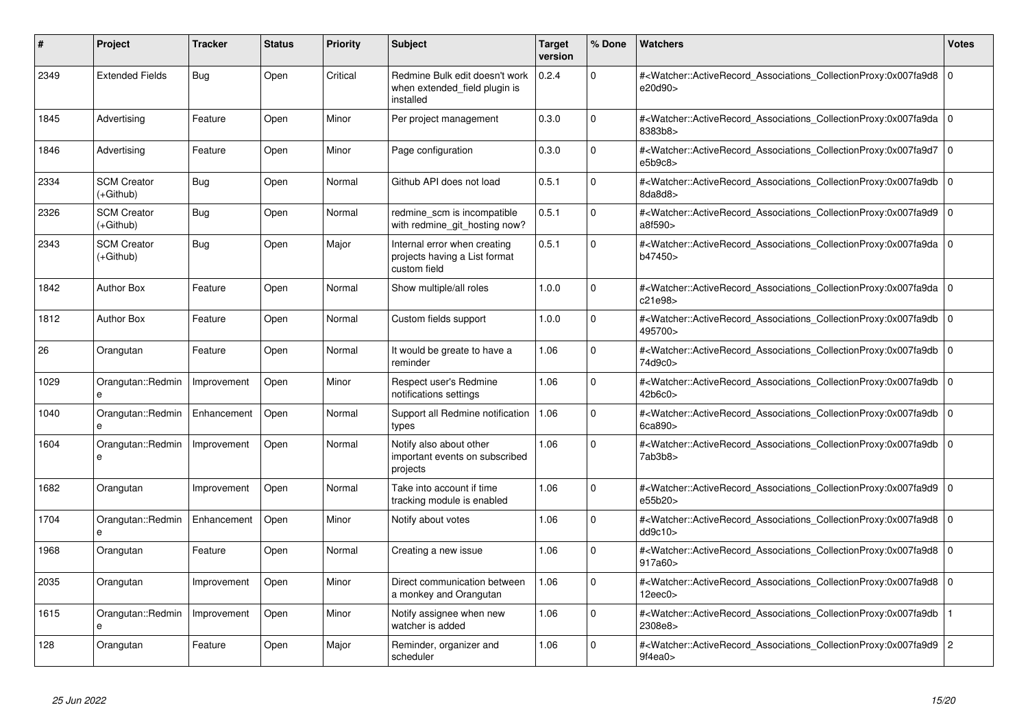| # | Project | Tracker | Status | Priority | Subject | Target version | % Done | Watchers | Votes |
|---|---|---|---|---|---|---|---|---|---|
| 2349 | Extended Fields | Bug | Open | Critical | Redmine Bulk edit doesn't work when extended_field plugin is installed | 0.2.4 | 0 | #<Watcher::ActiveRecord_Associations_CollectionProxy:0x007fa9d8e20d90> | 0 |
| 1845 | Advertising | Feature | Open | Minor | Per project management | 0.3.0 | 0 | #<Watcher::ActiveRecord_Associations_CollectionProxy:0x007fa9da8383b8> | 0 |
| 1846 | Advertising | Feature | Open | Minor | Page configuration | 0.3.0 | 0 | #<Watcher::ActiveRecord_Associations_CollectionProxy:0x007fa9d7e5b9c8> | 0 |
| 2334 | SCM Creator (+Github) | Bug | Open | Normal | Github API does not load | 0.5.1 | 0 | #<Watcher::ActiveRecord_Associations_CollectionProxy:0x007fa9db8da8d8> | 0 |
| 2326 | SCM Creator (+Github) | Bug | Open | Normal | redmine_scm is incompatible with redmine_git_hosting now? | 0.5.1 | 0 | #<Watcher::ActiveRecord_Associations_CollectionProxy:0x007fa9d9a8f590> | 0 |
| 2343 | SCM Creator (+Github) | Bug | Open | Major | Internal error when creating projects having a List format custom field | 0.5.1 | 0 | #<Watcher::ActiveRecord_Associations_CollectionProxy:0x007fa9dab47450> | 0 |
| 1842 | Author Box | Feature | Open | Normal | Show multiple/all roles | 1.0.0 | 0 | #<Watcher::ActiveRecord_Associations_CollectionProxy:0x007fa9dac21e98> | 0 |
| 1812 | Author Box | Feature | Open | Normal | Custom fields support | 1.0.0 | 0 | #<Watcher::ActiveRecord_Associations_CollectionProxy:0x007fa9db495700> | 0 |
| 26 | Orangutan | Feature | Open | Normal | It would be greate to have a reminder | 1.06 | 0 | #<Watcher::ActiveRecord_Associations_CollectionProxy:0x007fa9db74d9c0> | 0 |
| 1029 | Orangutan::Redmine | Improvement | Open | Minor | Respect user's Redmine notifications settings | 1.06 | 0 | #<Watcher::ActiveRecord_Associations_CollectionProxy:0x007fa9db42b6c0> | 0 |
| 1040 | Orangutan::Redmine | Enhancement | Open | Normal | Support all Redmine notification types | 1.06 | 0 | #<Watcher::ActiveRecord_Associations_CollectionProxy:0x007fa9db6ca890> | 0 |
| 1604 | Orangutan::Redmine | Improvement | Open | Normal | Notify also about other important events on subscribed projects | 1.06 | 0 | #<Watcher::ActiveRecord_Associations_CollectionProxy:0x007fa9db7ab3b8> | 0 |
| 1682 | Orangutan | Improvement | Open | Normal | Take into account if time tracking module is enabled | 1.06 | 0 | #<Watcher::ActiveRecord_Associations_CollectionProxy:0x007fa9d9e55b20> | 0 |
| 1704 | Orangutan::Redmine | Enhancement | Open | Minor | Notify about votes | 1.06 | 0 | #<Watcher::ActiveRecord_Associations_CollectionProxy:0x007fa9d8dd9c10> | 0 |
| 1968 | Orangutan | Feature | Open | Normal | Creating a new issue | 1.06 | 0 | #<Watcher::ActiveRecord_Associations_CollectionProxy:0x007fa9d8917a60> | 0 |
| 2035 | Orangutan | Improvement | Open | Minor | Direct communication between a monkey and Orangutan | 1.06 | 0 | #<Watcher::ActiveRecord_Associations_CollectionProxy:0x007fa9d812eec0> | 0 |
| 1615 | Orangutan::Redmine | Improvement | Open | Minor | Notify assignee when new watcher is added | 1.06 | 0 | #<Watcher::ActiveRecord_Associations_CollectionProxy:0x007fa9db2308e8> | 1 |
| 128 | Orangutan | Feature | Open | Major | Reminder, organizer and scheduler | 1.06 | 0 | #<Watcher::ActiveRecord_Associations_CollectionProxy:0x007fa9d99f4ea0> | 2 |

*25 Jun 2022*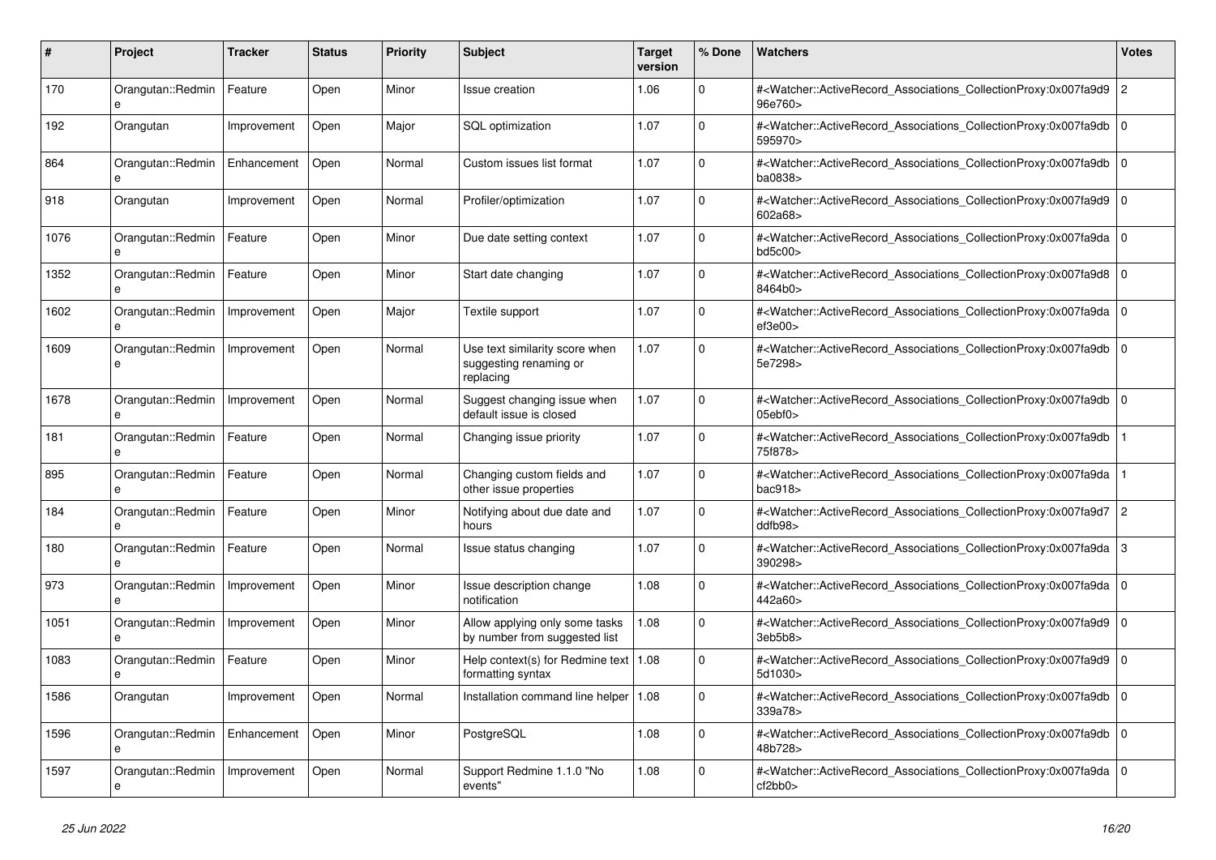| # | Project | Tracker | Status | Priority | Subject | Target version | % Done | Watchers | Votes |
|---|---|---|---|---|---|---|---|---|---|
| 170 | Orangutan::Redmine | Feature | Open | Minor | Issue creation | 1.06 | 0 | #<Watcher::ActiveRecord_Associations_CollectionProxy:0x007fa9d996e760> | 2 |
| 192 | Orangutan | Improvement | Open | Major | SQL optimization | 1.07 | 0 | #<Watcher::ActiveRecord_Associations_CollectionProxy:0x007fa9db595970> | 0 |
| 864 | Orangutan::Redmine | Enhancement | Open | Normal | Custom issues list format | 1.07 | 0 | #<Watcher::ActiveRecord_Associations_CollectionProxy:0x007fa9dbba0838> | 0 |
| 918 | Orangutan | Improvement | Open | Normal | Profiler/optimization | 1.07 | 0 | #<Watcher::ActiveRecord_Associations_CollectionProxy:0x007fa9d9602a68> | 0 |
| 1076 | Orangutan::Redmine | Feature | Open | Minor | Due date setting context | 1.07 | 0 | #<Watcher::ActiveRecord_Associations_CollectionProxy:0x007fa9dabd5c00> | 0 |
| 1352 | Orangutan::Redmine | Feature | Open | Minor | Start date changing | 1.07 | 0 | #<Watcher::ActiveRecord_Associations_CollectionProxy:0x007fa9d88464b0> | 0 |
| 1602 | Orangutan::Redmine | Improvement | Open | Major | Textile support | 1.07 | 0 | #<Watcher::ActiveRecord_Associations_CollectionProxy:0x007fa9daef3e00> | 0 |
| 1609 | Orangutan::Redmine | Improvement | Open | Normal | Use text similarity score when suggesting renaming or replacing | 1.07 | 0 | #<Watcher::ActiveRecord_Associations_CollectionProxy:0x007fa9db5e7298> | 0 |
| 1678 | Orangutan::Redmine | Improvement | Open | Normal | Suggest changing issue when default issue is closed | 1.07 | 0 | #<Watcher::ActiveRecord_Associations_CollectionProxy:0x007fa9db05ebf0> | 0 |
| 181 | Orangutan::Redmine | Feature | Open | Normal | Changing issue priority | 1.07 | 0 | #<Watcher::ActiveRecord_Associations_CollectionProxy:0x007fa9db75f878> | 1 |
| 895 | Orangutan::Redmine | Feature | Open | Normal | Changing custom fields and other issue properties | 1.07 | 0 | #<Watcher::ActiveRecord_Associations_CollectionProxy:0x007fa9dabac918> | 1 |
| 184 | Orangutan::Redmine | Feature | Open | Minor | Notifying about due date and hours | 1.07 | 0 | #<Watcher::ActiveRecord_Associations_CollectionProxy:0x007fa9d7ddfb98> | 2 |
| 180 | Orangutan::Redmine | Feature | Open | Normal | Issue status changing | 1.07 | 0 | #<Watcher::ActiveRecord_Associations_CollectionProxy:0x007fa9da390298> | 3 |
| 973 | Orangutan::Redmine | Improvement | Open | Minor | Issue description change notification | 1.08 | 0 | #<Watcher::ActiveRecord_Associations_CollectionProxy:0x007fa9da442a60> | 0 |
| 1051 | Orangutan::Redmine | Improvement | Open | Minor | Allow applying only some tasks by number from suggested list | 1.08 | 0 | #<Watcher::ActiveRecord_Associations_CollectionProxy:0x007fa9d93eb5b8> | 0 |
| 1083 | Orangutan::Redmine | Feature | Open | Minor | Help context(s) for Redmine text formatting syntax | 1.08 | 0 | #<Watcher::ActiveRecord_Associations_CollectionProxy:0x007fa9d95d1030> | 0 |
| 1586 | Orangutan | Improvement | Open | Normal | Installation command line helper | 1.08 | 0 | #<Watcher::ActiveRecord_Associations_CollectionProxy:0x007fa9db339a78> | 0 |
| 1596 | Orangutan::Redmine | Enhancement | Open | Minor | PostgreSQL | 1.08 | 0 | #<Watcher::ActiveRecord_Associations_CollectionProxy:0x007fa9db48b728> | 0 |
| 1597 | Orangutan::Redmine | Improvement | Open | Normal | Support Redmine 1.1.0 "No events" | 1.08 | 0 | #<Watcher::ActiveRecord_Associations_CollectionProxy:0x007fa9dacf2bb0> | 0 |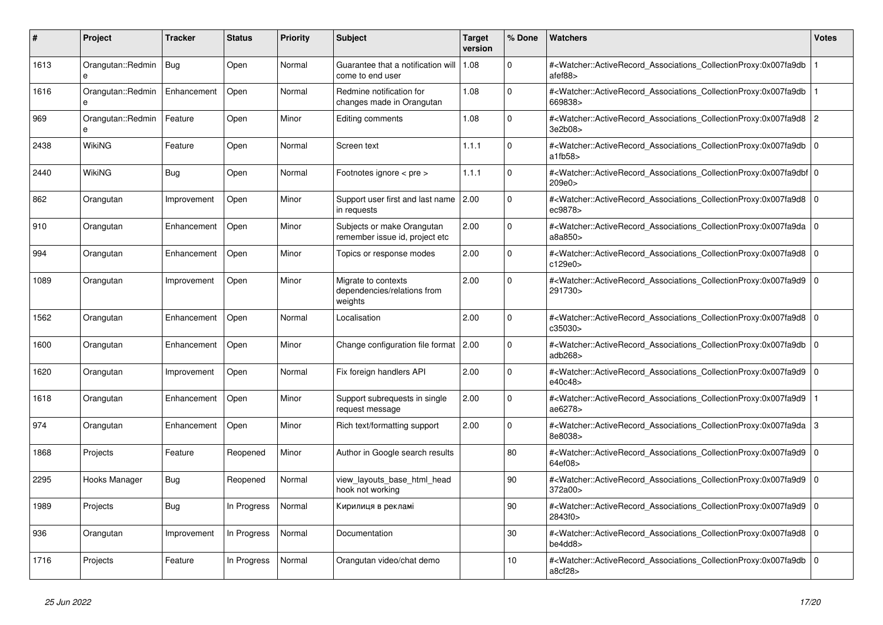| # | Project | Tracker | Status | Priority | Subject | Target version | % Done | Watchers | Votes |
|---|---|---|---|---|---|---|---|---|---|
| 1613 | Orangutan::Redmine | Bug | Open | Normal | Guarantee that a notification will come to end user | 1.08 | 0 | #<Watcher::ActiveRecord_Associations_CollectionProxy:0x007fa9dbafef88> | 1 |
| 1616 | Orangutan::Redmine | Enhancement | Open | Normal | Redmine notification for changes made in Orangutan | 1.08 | 0 | #<Watcher::ActiveRecord_Associations_CollectionProxy:0x007fa9db669838> | 1 |
| 969 | Orangutan::Redmine | Feature | Open | Minor | Editing comments | 1.08 | 0 | #<Watcher::ActiveRecord_Associations_CollectionProxy:0x007fa9d83e2b08> | 2 |
| 2438 | WikiNG | Feature | Open | Normal | Screen text | 1.1.1 | 0 | #<Watcher::ActiveRecord_Associations_CollectionProxy:0x007fa9dba1fb58> | 0 |
| 2440 | WikiNG | Bug | Open | Normal | Footnotes ignore < pre > | 1.1.1 | 0 | #<Watcher::ActiveRecord_Associations_CollectionProxy:0x007fa9dbf209e0> | 0 |
| 862 | Orangutan | Improvement | Open | Minor | Support user first and last name in requests | 2.00 | 0 | #<Watcher::ActiveRecord_Associations_CollectionProxy:0x007fa9d8ec9878> | 0 |
| 910 | Orangutan | Enhancement | Open | Minor | Subjects or make Orangutan remember issue id, project etc | 2.00 | 0 | #<Watcher::ActiveRecord_Associations_CollectionProxy:0x007fa9daa8a850> | 0 |
| 994 | Orangutan | Enhancement | Open | Minor | Topics or response modes | 2.00 | 0 | #<Watcher::ActiveRecord_Associations_CollectionProxy:0x007fa9d8c129e0> | 0 |
| 1089 | Orangutan | Improvement | Open | Minor | Migrate to contexts dependencies/relations from weights | 2.00 | 0 | #<Watcher::ActiveRecord_Associations_CollectionProxy:0x007fa9d9291730> | 0 |
| 1562 | Orangutan | Enhancement | Open | Normal | Localisation | 2.00 | 0 | #<Watcher::ActiveRecord_Associations_CollectionProxy:0x007fa9d8c35030> | 0 |
| 1600 | Orangutan | Enhancement | Open | Minor | Change configuration file format | 2.00 | 0 | #<Watcher::ActiveRecord_Associations_CollectionProxy:0x007fa9dbadb268> | 0 |
| 1620 | Orangutan | Improvement | Open | Normal | Fix foreign handlers API | 2.00 | 0 | #<Watcher::ActiveRecord_Associations_CollectionProxy:0x007fa9d9e40c48> | 0 |
| 1618 | Orangutan | Enhancement | Open | Minor | Support subrequests in single request message | 2.00 | 0 | #<Watcher::ActiveRecord_Associations_CollectionProxy:0x007fa9d9ae6278> | 1 |
| 974 | Orangutan | Enhancement | Open | Minor | Rich text/formatting support | 2.00 | 0 | #<Watcher::ActiveRecord_Associations_CollectionProxy:0x007fa9da8e8038> | 3 |
| 1868 | Projects | Feature | Reopened | Minor | Author in Google search results | | 80 | #<Watcher::ActiveRecord_Associations_CollectionProxy:0x007fa9d964ef08> | 0 |
| 2295 | Hooks Manager | Bug | Reopened | Normal | view_layouts_base_html_head hook not working | | 90 | #<Watcher::ActiveRecord_Associations_CollectionProxy:0x007fa9d9372a00> | 0 |
| 1989 | Projects | Bug | In Progress | Normal | Кирилиця в рекламі | | 90 | #<Watcher::ActiveRecord_Associations_CollectionProxy:0x007fa9d92843f0> | 0 |
| 936 | Orangutan | Improvement | In Progress | Normal | Documentation | | 30 | #<Watcher::ActiveRecord_Associations_CollectionProxy:0x007fa9d8be4dd8> | 0 |
| 1716 | Projects | Feature | In Progress | Normal | Orangutan video/chat demo | | 10 | #<Watcher::ActiveRecord_Associations_CollectionProxy:0x007fa9dba8cf28> | 0 |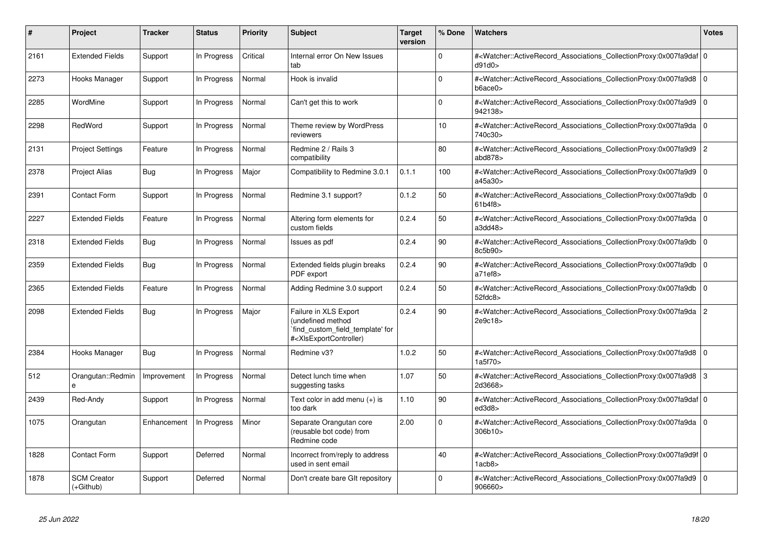| # | Project | Tracker | Status | Priority | Subject | Target version | % Done | Watchers | Votes |
|---|---|---|---|---|---|---|---|---|---|
| 2161 | Extended Fields | Support | In Progress | Critical | Internal error On New Issues tab | | 0 | #<Watcher::ActiveRecord_Associations_CollectionProxy:0x007fa9dafd91d0> | 0 |
| 2273 | Hooks Manager | Support | In Progress | Normal | Hook is invalid | | 0 | #<Watcher::ActiveRecord_Associations_CollectionProxy:0x007fa9d8b6ace0> | 0 |
| 2285 | WordMine | Support | In Progress | Normal | Can't get this to work | | 0 | #<Watcher::ActiveRecord_Associations_CollectionProxy:0x007fa9d9942138> | 0 |
| 2298 | RedWord | Support | In Progress | Normal | Theme review by WordPress reviewers | | 10 | #<Watcher::ActiveRecord_Associations_CollectionProxy:0x007fa9da740c30> | 0 |
| 2131 | Project Settings | Feature | In Progress | Normal | Redmine 2 / Rails 3 compatibility | | 80 | #<Watcher::ActiveRecord_Associations_CollectionProxy:0x007fa9d9abd878> | 2 |
| 2378 | Project Alias | Bug | In Progress | Major | Compatibility to Redmine 3.0.1 | 0.1.1 | 100 | #<Watcher::ActiveRecord_Associations_CollectionProxy:0x007fa9d9a45a30> | 0 |
| 2391 | Contact Form | Support | In Progress | Normal | Redmine 3.1 support? | 0.1.2 | 50 | #<Watcher::ActiveRecord_Associations_CollectionProxy:0x007fa9db61b4f8> | 0 |
| 2227 | Extended Fields | Feature | In Progress | Normal | Altering form elements for custom fields | 0.2.4 | 50 | #<Watcher::ActiveRecord_Associations_CollectionProxy:0x007fa9daa3dd48> | 0 |
| 2318 | Extended Fields | Bug | In Progress | Normal | Issues as pdf | 0.2.4 | 90 | #<Watcher::ActiveRecord_Associations_CollectionProxy:0x007fa9db8c5b90> | 0 |
| 2359 | Extended Fields | Bug | In Progress | Normal | Extended fields plugin breaks PDF export | 0.2.4 | 90 | #<Watcher::ActiveRecord_Associations_CollectionProxy:0x007fa9dba71ef8> | 0 |
| 2365 | Extended Fields | Feature | In Progress | Normal | Adding Redmine 3.0 support | 0.2.4 | 50 | #<Watcher::ActiveRecord_Associations_CollectionProxy:0x007fa9db52fdc8> | 0 |
| 2098 | Extended Fields | Bug | In Progress | Major | Failure in XLS Export (undefined method `find_custom_field_template' for #<XlsExportController) | 0.2.4 | 90 | #<Watcher::ActiveRecord_Associations_CollectionProxy:0x007fa9da2e9c18> | 2 |
| 2384 | Hooks Manager | Bug | In Progress | Normal | Redmine v3? | 1.0.2 | 50 | #<Watcher::ActiveRecord_Associations_CollectionProxy:0x007fa9d81a5f70> | 0 |
| 512 | Orangutan::Redmine | Improvement | In Progress | Normal | Detect lunch time when suggesting tasks | 1.07 | 50 | #<Watcher::ActiveRecord_Associations_CollectionProxy:0x007fa9d82d3668> | 3 |
| 2439 | Red-Andy | Support | In Progress | Normal | Text color in add menu (+) is too dark | 1.10 | 90 | #<Watcher::ActiveRecord_Associations_CollectionProxy:0x007fa9dafed3d8> | 0 |
| 1075 | Orangutan | Enhancement | In Progress | Minor | Separate Orangutan core (reusable bot code) from Redmine code | 2.00 | 0 | #<Watcher::ActiveRecord_Associations_CollectionProxy:0x007fa9da306b10> | 0 |
| 1828 | Contact Form | Support | Deferred | Normal | Incorrect from/reply to address used in sent email | | 40 | #<Watcher::ActiveRecord_Associations_CollectionProxy:0x007fa9d9f1acb8> | 0 |
| 1878 | SCM Creator (+Github) | Support | Deferred | Normal | Don't create bare GIt repository | | 0 | #<Watcher::ActiveRecord_Associations_CollectionProxy:0x007fa9d9906660> | 0 |

*25 Jun 2022*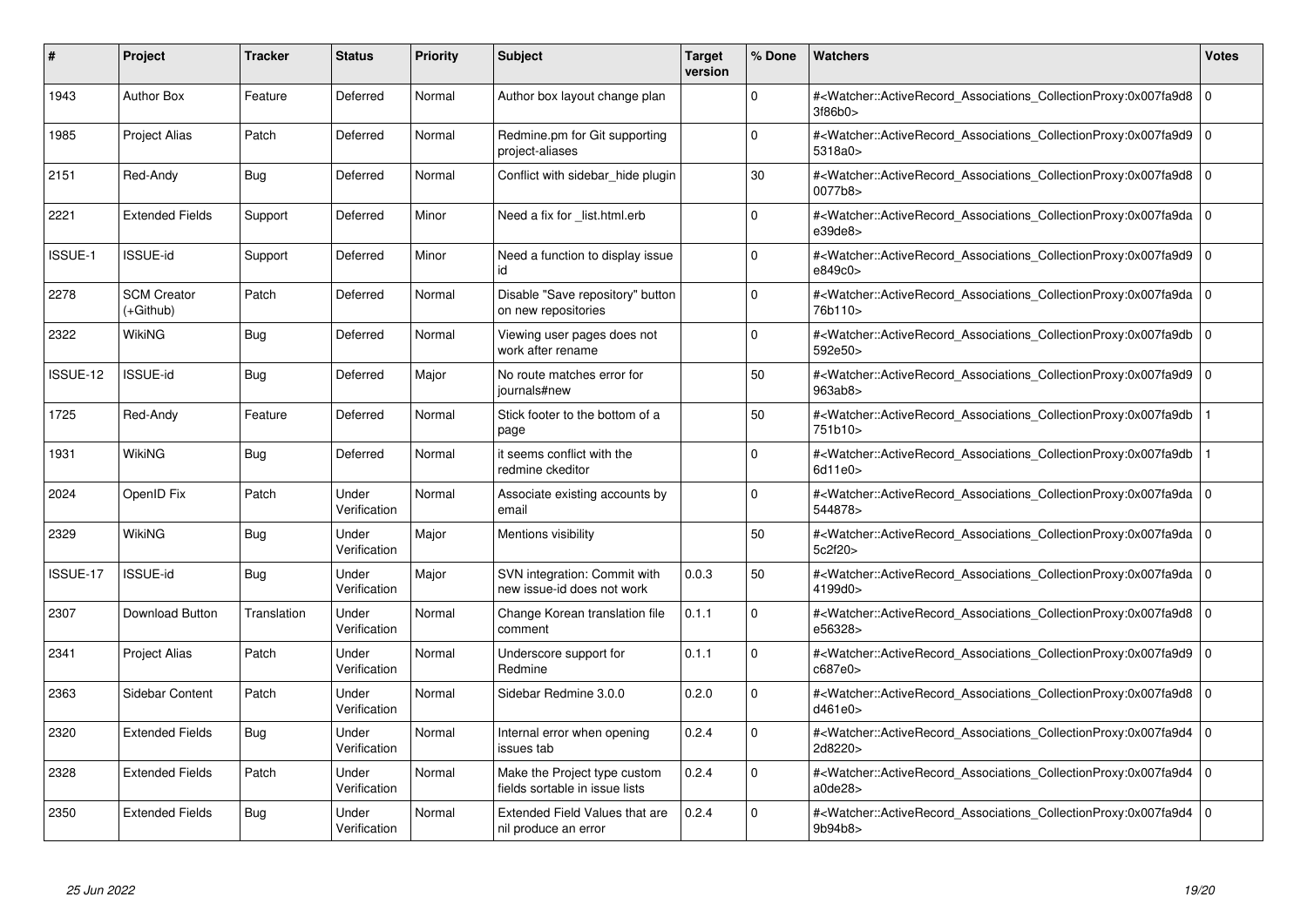| # | Project | Tracker | Status | Priority | Subject | Target version | % Done | Watchers | Votes |
|---|---|---|---|---|---|---|---|---|---|
| 1943 | Author Box | Feature | Deferred | Normal | Author box layout change plan | | 0 | #<Watcher::ActiveRecord_Associations_CollectionProxy:0x007fa9d83f86b0> | 0 |
| 1985 | Project Alias | Patch | Deferred | Normal | Redmine.pm for Git supporting project-aliases | | 0 | #<Watcher::ActiveRecord_Associations_CollectionProxy:0x007fa9d95318a0> | 0 |
| 2151 | Red-Andy | Bug | Deferred | Normal | Conflict with sidebar_hide plugin | | 30 | #<Watcher::ActiveRecord_Associations_CollectionProxy:0x007fa9d80077b8> | 0 |
| 2221 | Extended Fields | Support | Deferred | Minor | Need a fix for _list.html.erb | | 0 | #<Watcher::ActiveRecord_Associations_CollectionProxy:0x007fa9dae39de8> | 0 |
| ISSUE-1 | ISSUE-id | Support | Deferred | Minor | Need a function to display issue id | | 0 | #<Watcher::ActiveRecord_Associations_CollectionProxy:0x007fa9d9e849c0> | 0 |
| 2278 | SCM Creator (+Github) | Patch | Deferred | Normal | Disable "Save repository" button on new repositories | | 0 | #<Watcher::ActiveRecord_Associations_CollectionProxy:0x007fa9da76b110> | 0 |
| 2322 | WikiNG | Bug | Deferred | Normal | Viewing user pages does not work after rename | | 0 | #<Watcher::ActiveRecord_Associations_CollectionProxy:0x007fa9db592e50> | 0 |
| ISSUE-12 | ISSUE-id | Bug | Deferred | Major | No route matches error for journals#new | | 50 | #<Watcher::ActiveRecord_Associations_CollectionProxy:0x007fa9d9963ab8> | 0 |
| 1725 | Red-Andy | Feature | Deferred | Normal | Stick footer to the bottom of a page | | 50 | #<Watcher::ActiveRecord_Associations_CollectionProxy:0x007fa9db751b10> | 1 |
| 1931 | WikiNG | Bug | Deferred | Normal | it seems conflict with the redmine ckeditor | | 0 | #<Watcher::ActiveRecord_Associations_CollectionProxy:0x007fa9db6d11e0> | 1 |
| 2024 | OpenID Fix | Patch | Under Verification | Normal | Associate existing accounts by email | | 0 | #<Watcher::ActiveRecord_Associations_CollectionProxy:0x007fa9da544878> | 0 |
| 2329 | WikiNG | Bug | Under Verification | Major | Mentions visibility | | 50 | #<Watcher::ActiveRecord_Associations_CollectionProxy:0x007fa9da5c2f20> | 0 |
| ISSUE-17 | ISSUE-id | Bug | Under Verification | Major | SVN integration: Commit with new issue-id does not work | 0.0.3 | 50 | #<Watcher::ActiveRecord_Associations_CollectionProxy:0x007fa9da4199d0> | 0 |
| 2307 | Download Button | Translation | Under Verification | Normal | Change Korean translation file comment | 0.1.1 | 0 | #<Watcher::ActiveRecord_Associations_CollectionProxy:0x007fa9d8e56328> | 0 |
| 2341 | Project Alias | Patch | Under Verification | Normal | Underscore support for Redmine | 0.1.1 | 0 | #<Watcher::ActiveRecord_Associations_CollectionProxy:0x007fa9d9c687e0> | 0 |
| 2363 | Sidebar Content | Patch | Under Verification | Normal | Sidebar Redmine 3.0.0 | 0.2.0 | 0 | #<Watcher::ActiveRecord_Associations_CollectionProxy:0x007fa9d8d461e0> | 0 |
| 2320 | Extended Fields | Bug | Under Verification | Normal | Internal error when opening issues tab | 0.2.4 | 0 | #<Watcher::ActiveRecord_Associations_CollectionProxy:0x007fa9d42d8220> | 0 |
| 2328 | Extended Fields | Patch | Under Verification | Normal | Make the Project type custom fields sortable in issue lists | 0.2.4 | 0 | #<Watcher::ActiveRecord_Associations_CollectionProxy:0x007fa9d4a0de28> | 0 |
| 2350 | Extended Fields | Bug | Under Verification | Normal | Extended Field Values that are nil produce an error | 0.2.4 | 0 | #<Watcher::ActiveRecord_Associations_CollectionProxy:0x007fa9d49b94b8> | 0 |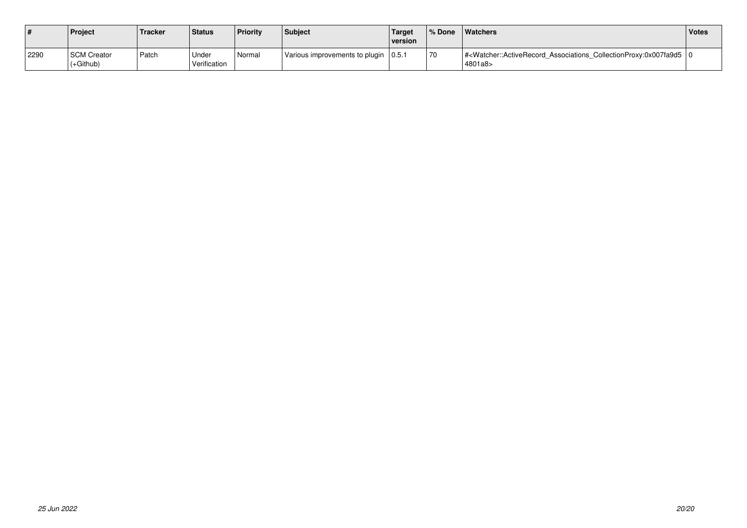| # | Project | Tracker | Status | Priority | Subject | Target version | % Done | Watchers | Votes |
|---|---|---|---|---|---|---|---|---|---|
| 2290 | SCM Creator (+Github) | Patch | Under Verification | Normal | Various improvements to plugin | 0.5.1 | 70 | #<Watcher::ActiveRecord_Associations_CollectionProxy:0x007fa9d54801a8> | 0 |

*25 Jun 2022*